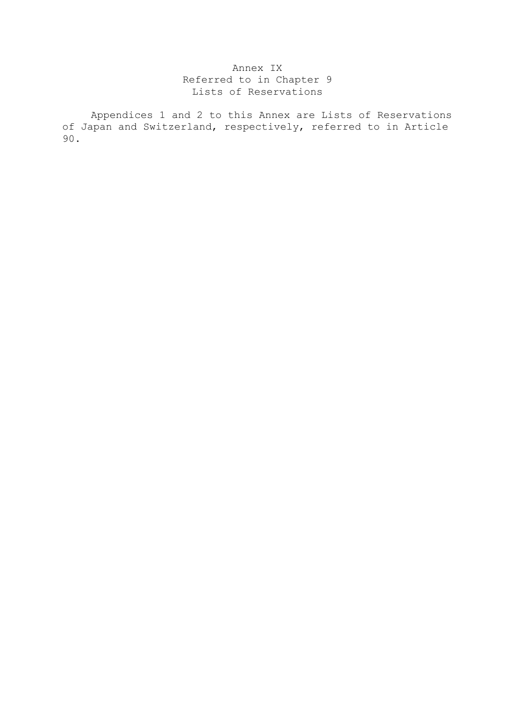# Annex IX
## Referred to in Chapter 9
## Lists of Reservations

Appendices 1 and 2 to this Annex are Lists of Reservations of Japan and Switzerland, respectively, referred to in Article 90.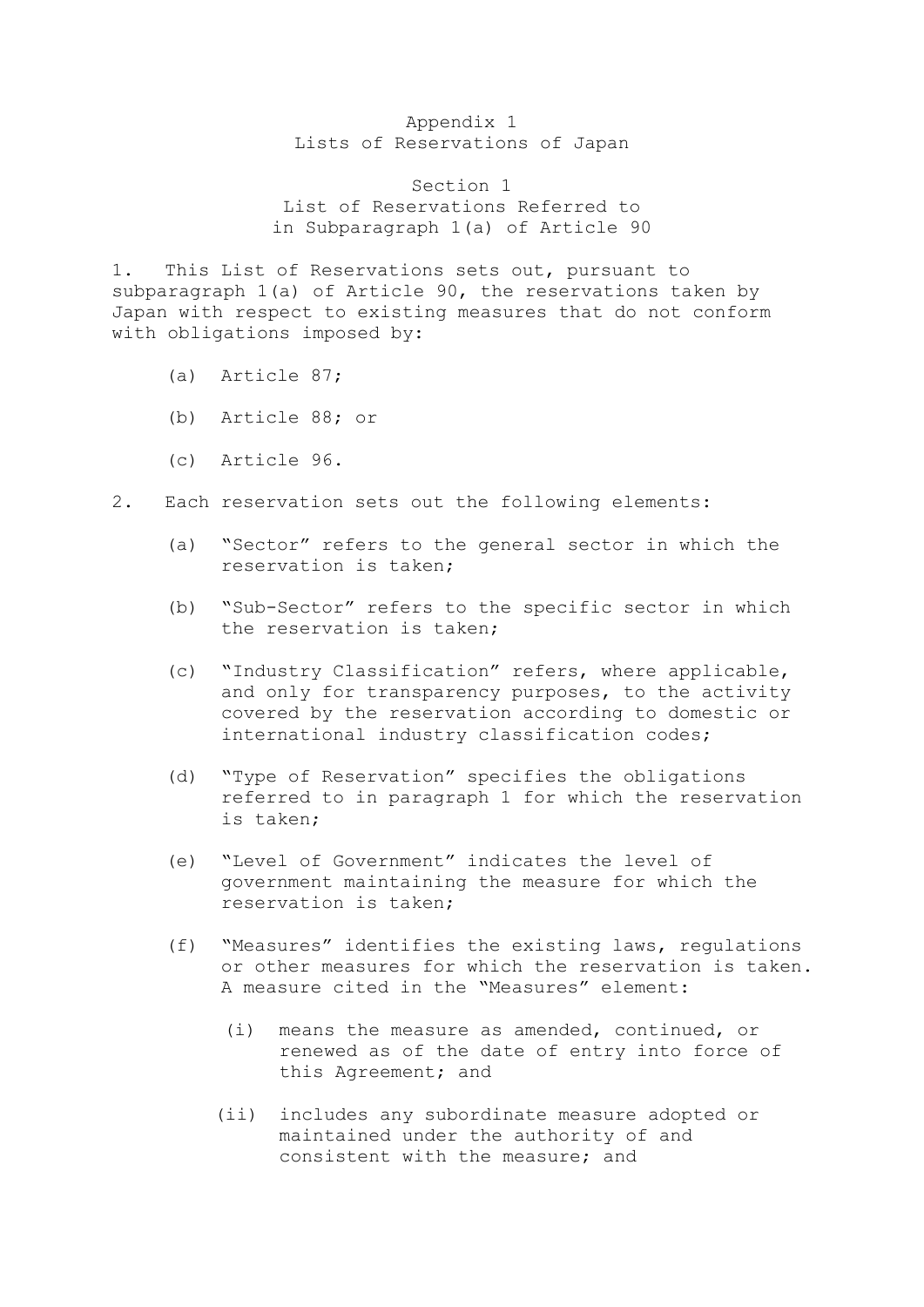# Appendix 1
# Lists of Reservations of Japan

## Section 1
## List of Reservations Referred to in Subparagraph 1(a) of Article 90

1. This List of Reservations sets out, pursuant to subparagraph 1(a) of Article 90, the reservations taken by Japan with respect to existing measures that do not conform with obligations imposed by:

   (a) Article 87;

   (b) Article 88; or

   (c) Article 96.

2. Each reservation sets out the following elements:

   (a) "Sector" refers to the general sector in which the reservation is taken;

   (b) "Sub-Sector" refers to the specific sector in which the reservation is taken;

   (c) "Industry Classification" refers, where applicable, and only for transparency purposes, to the activity covered by the reservation according to domestic or international industry classification codes;

   (d) "Type of Reservation" specifies the obligations referred to in paragraph 1 for which the reservation is taken;

   (e) "Level of Government" indicates the level of government maintaining the measure for which the reservation is taken;

   (f) "Measures" identifies the existing laws, regulations or other measures for which the reservation is taken. A measure cited in the "Measures" element:

      (i) means the measure as amended, continued, or renewed as of the date of entry into force of this Agreement; and

      (ii) includes any subordinate measure adopted or maintained under the authority of and consistent with the measure; and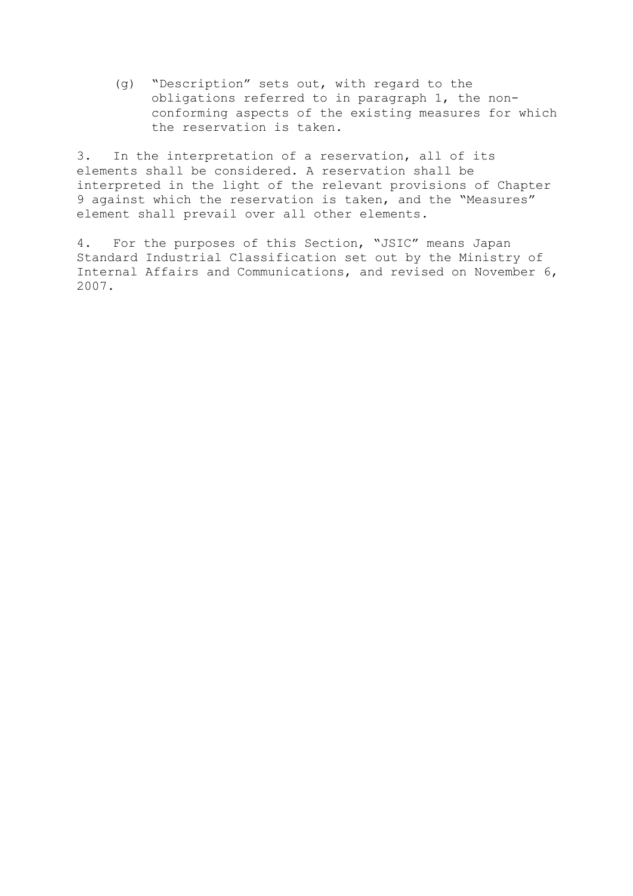(g) "Description" sets out, with regard to the obligations referred to in paragraph 1, the non-conforming aspects of the existing measures for which the reservation is taken.

3. In the interpretation of a reservation, all of its elements shall be considered. A reservation shall be interpreted in the light of the relevant provisions of Chapter 9 against which the reservation is taken, and the "Measures" element shall prevail over all other elements.

4. For the purposes of this Section, "JSIC" means Japan Standard Industrial Classification set out by the Ministry of Internal Affairs and Communications, and revised on November 6, 2007.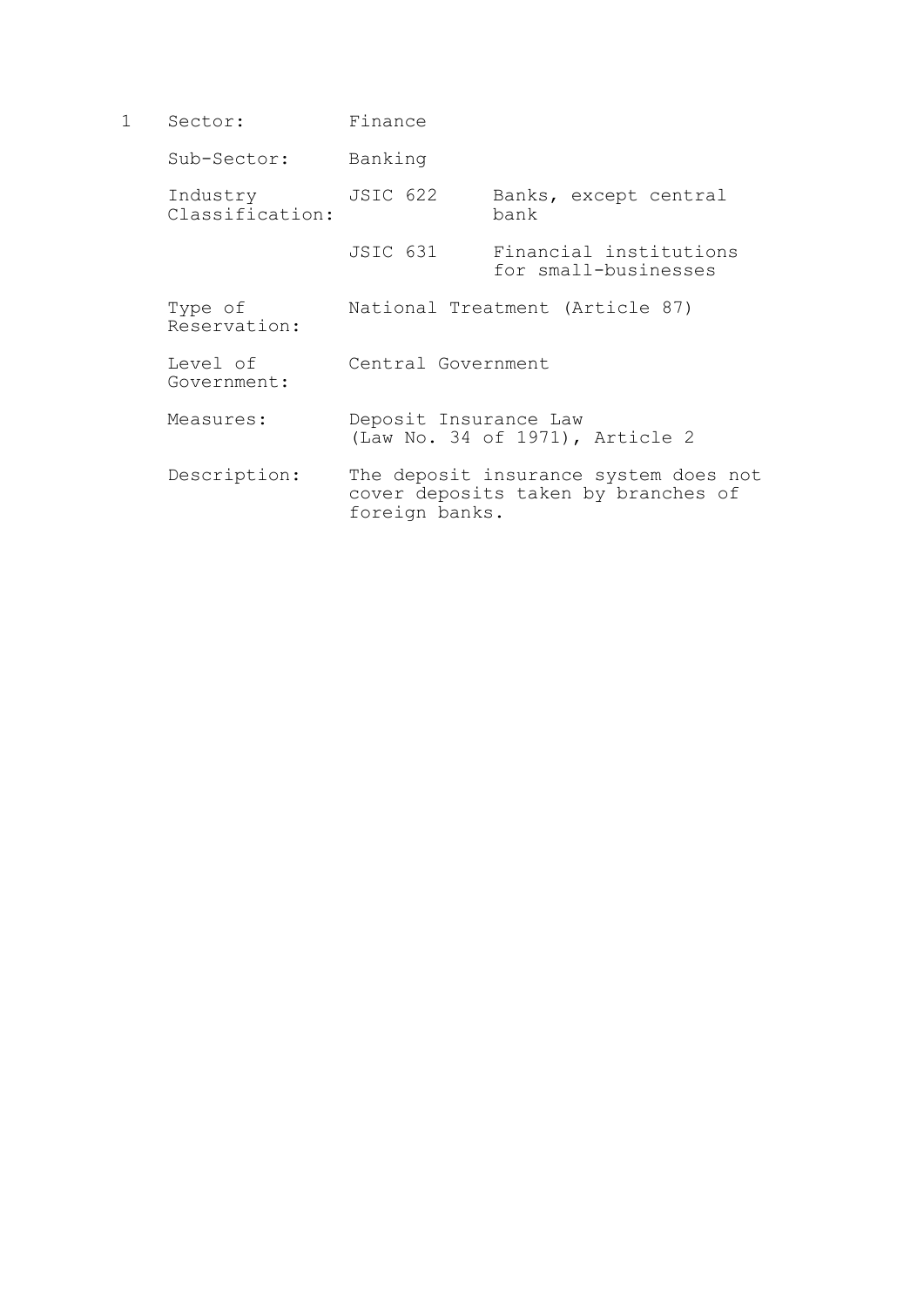1

| | | |
|---|---|---|
| Sector: | Finance | |
| Sub-Sector: | Banking | |
| Industry Classification: | JSIC 622 | Banks, except central bank |
| | JSIC 631 | Financial institutions for small-businesses |
| Type of Reservation: | National Treatment (Article 87) | |
| Level of Government: | Central Government | |
| Measures: | Deposit Insurance Law (Law No. 34 of 1971), Article 2 | |
| Description: | The deposit insurance system does not cover deposits taken by branches of foreign banks. | |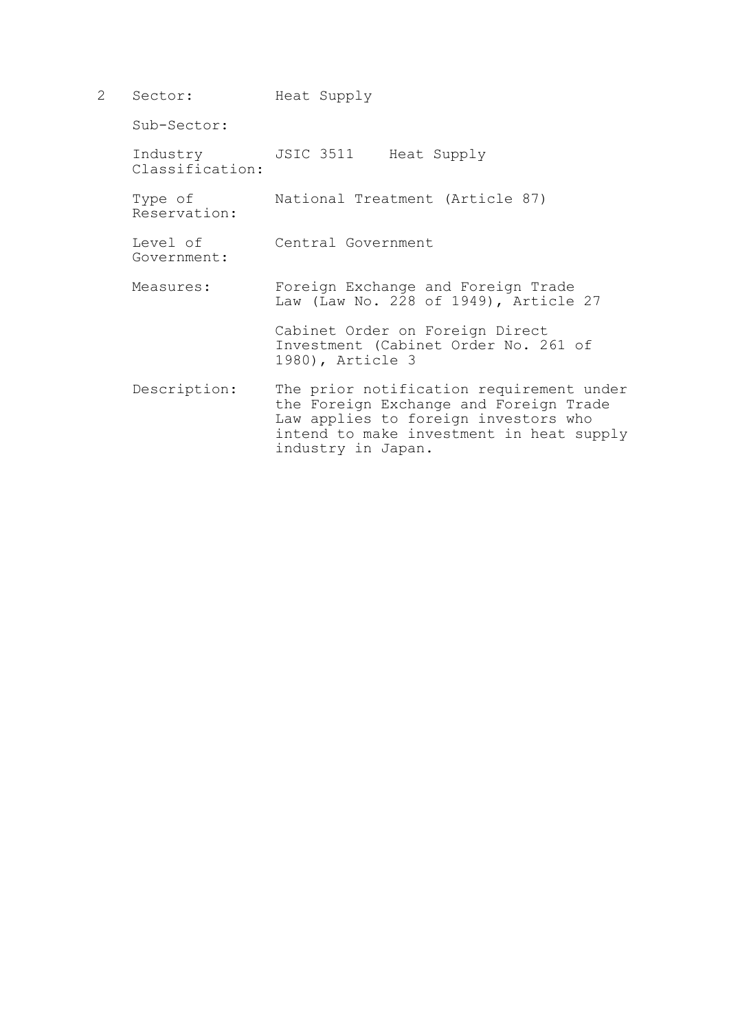2 Sector: Heat Supply

| | |
|---|---|
| Sector: | Heat Supply |
| Sub-Sector: | |
| Industry Classification: | JSIC 3511 Heat Supply |
| Type of Reservation: | National Treatment (Article 87) |
| Level of Government: | Central Government |
| Measures: | Foreign Exchange and Foreign Trade Law (Law No. 228 of 1949), Article 27<br><br>Cabinet Order on Foreign Direct Investment (Cabinet Order No. 261 of 1980), Article 3 |
| Description: | The prior notification requirement under the Foreign Exchange and Foreign Trade Law applies to foreign investors who intend to make investment in heat supply industry in Japan. |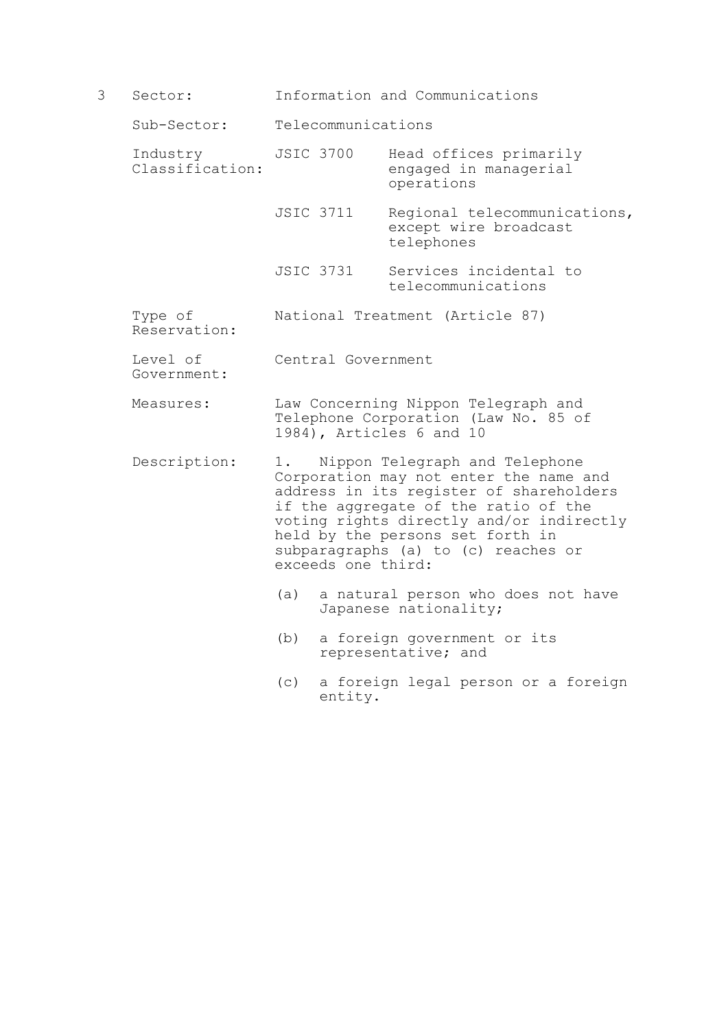3 Sector: Information and Communications

Sub-Sector: Telecommunications

| | | |
|---|---|---|
| Industry Classification: | JSIC 3700 | Head offices primarily engaged in managerial operations |
| | JSIC 3711 | Regional telecommunications, except wire broadcast telephones |
| | JSIC 3731 | Services incidental to telecommunications |

Type of Reservation: National Treatment (Article 87)

Level of Government: Central Government

Measures: Law Concerning Nippon Telegraph and Telephone Corporation (Law No. 85 of 1984), Articles 6 and 10

Description: 1. Nippon Telegraph and Telephone Corporation may not enter the name and address in its register of shareholders if the aggregate of the ratio of the voting rights directly and/or indirectly held by the persons set forth in subparagraphs (a) to (c) reaches or exceeds one third:

(a) a natural person who does not have Japanese nationality;

(b) a foreign government or its representative; and

(c) a foreign legal person or a foreign entity.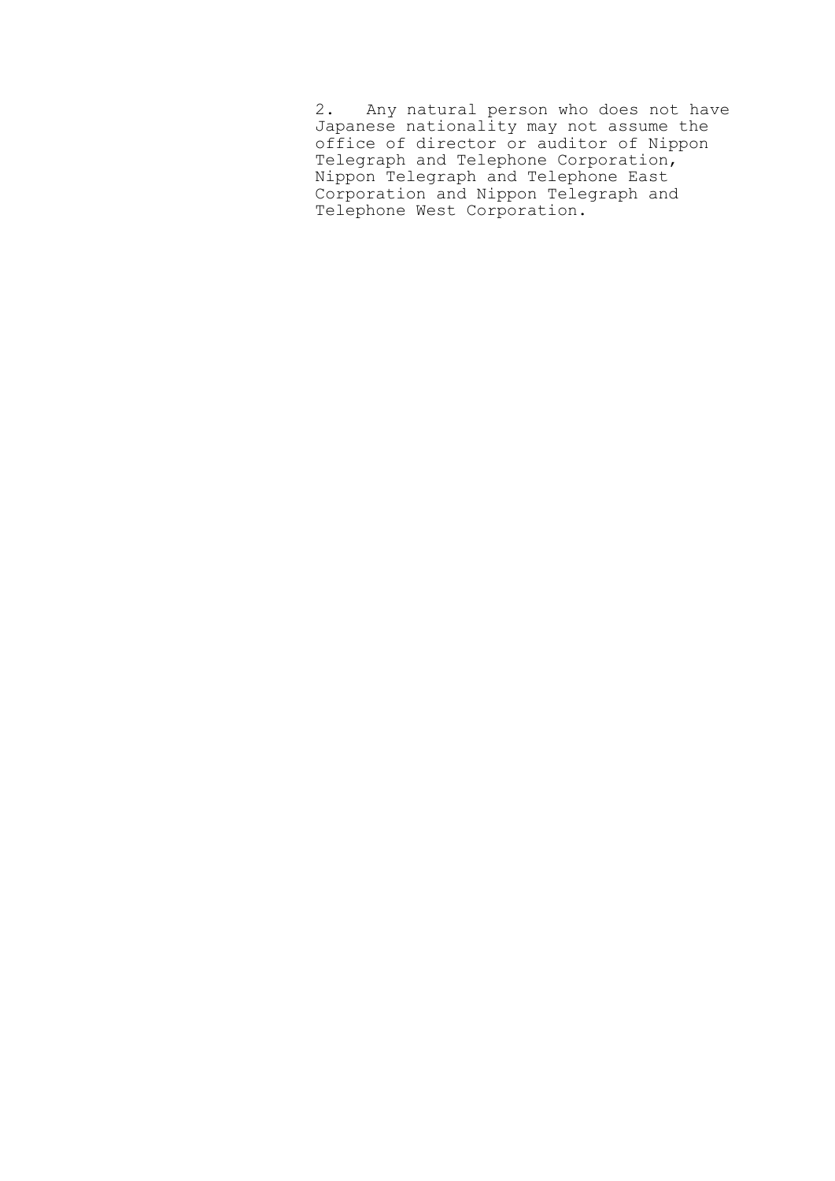2. Any natural person who does not have Japanese nationality may not assume the office of director or auditor of Nippon Telegraph and Telephone Corporation, Nippon Telegraph and Telephone East Corporation and Nippon Telegraph and Telephone West Corporation.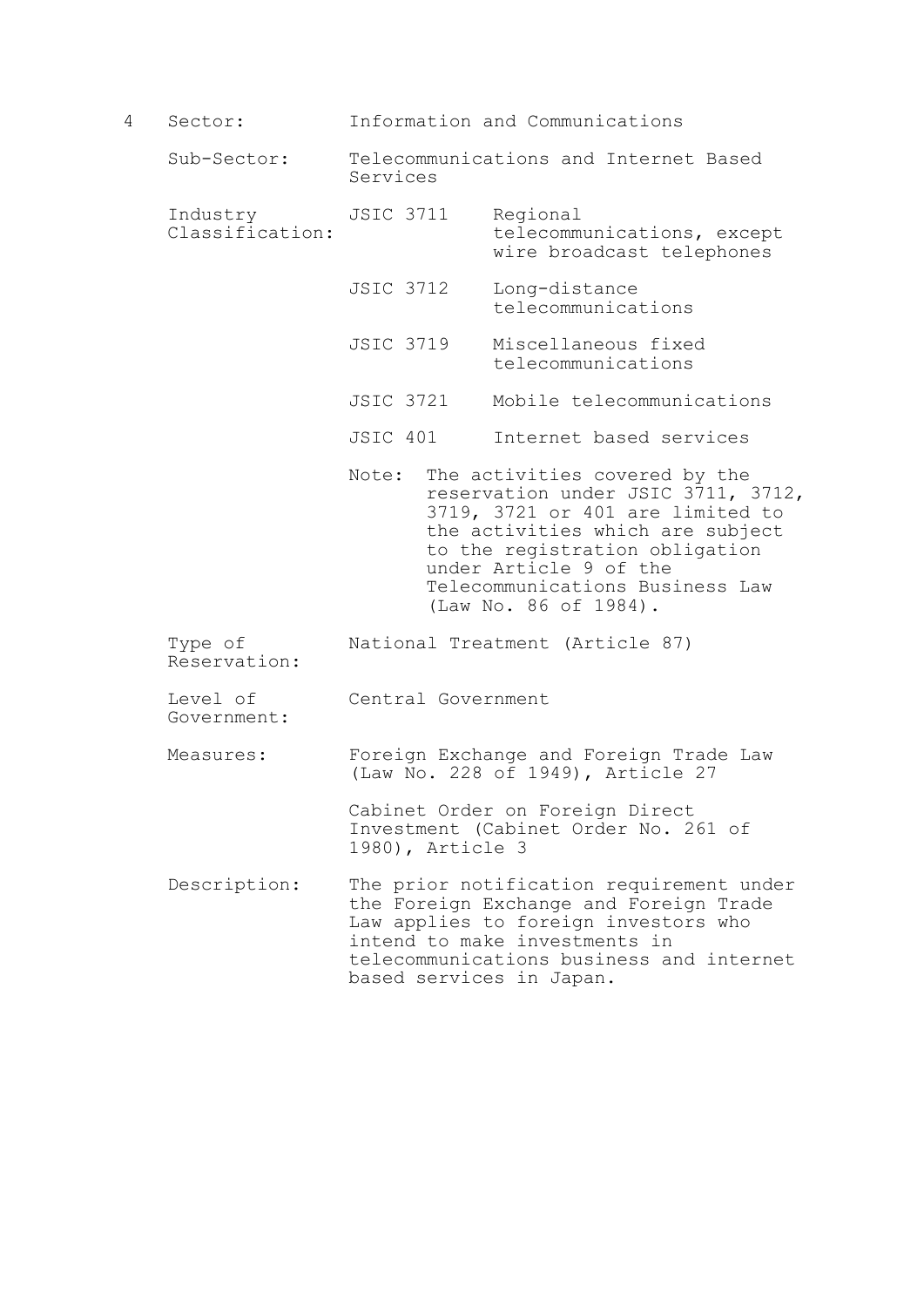4 Sector: Information and Communications

Sub-Sector: Telecommunications and Internet Based Services

Industry Classification:

| | |
|---|---|
| JSIC 3711 | Regional telecommunications, except wire broadcast telephones |
| JSIC 3712 | Long-distance telecommunications |
| JSIC 3719 | Miscellaneous fixed telecommunications |
| JSIC 3721 | Mobile telecommunications |
| JSIC 401 | Internet based services |

Note: The activities covered by the reservation under JSIC 3711, 3712, 3719, 3721 or 401 are limited to the activities which are subject to the registration obligation under Article 9 of the Telecommunications Business Law (Law No. 86 of 1984).

Type of Reservation: National Treatment (Article 87)

Level of Government: Central Government

Measures: Foreign Exchange and Foreign Trade Law (Law No. 228 of 1949), Article 27

Cabinet Order on Foreign Direct Investment (Cabinet Order No. 261 of 1980), Article 3

Description: The prior notification requirement under the Foreign Exchange and Foreign Trade Law applies to foreign investors who intend to make investments in telecommunications business and internet based services in Japan.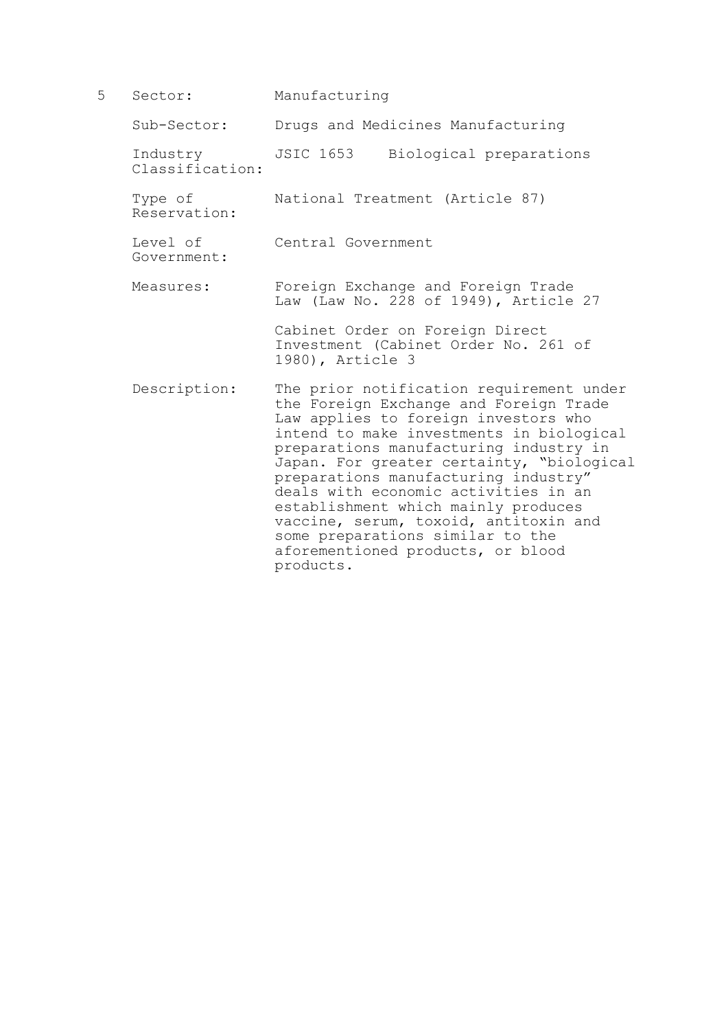5

| | |
|---|---|
| Sector: | Manufacturing |
| Sub-Sector: | Drugs and Medicines Manufacturing |
| Industry Classification: | JSIC 1653 Biological preparations |
| Type of Reservation: | National Treatment (Article 87) |
| Level of Government: | Central Government |
| Measures: | Foreign Exchange and Foreign Trade Law (Law No. 228 of 1949), Article 27<br><br>Cabinet Order on Foreign Direct Investment (Cabinet Order No. 261 of 1980), Article 3 |
| Description: | The prior notification requirement under the Foreign Exchange and Foreign Trade Law applies to foreign investors who intend to make investments in biological preparations manufacturing industry in Japan. For greater certainty, "biological preparations manufacturing industry" deals with economic activities in an establishment which mainly produces vaccine, serum, toxoid, antitoxin and some preparations similar to the aforementioned products, or blood products. |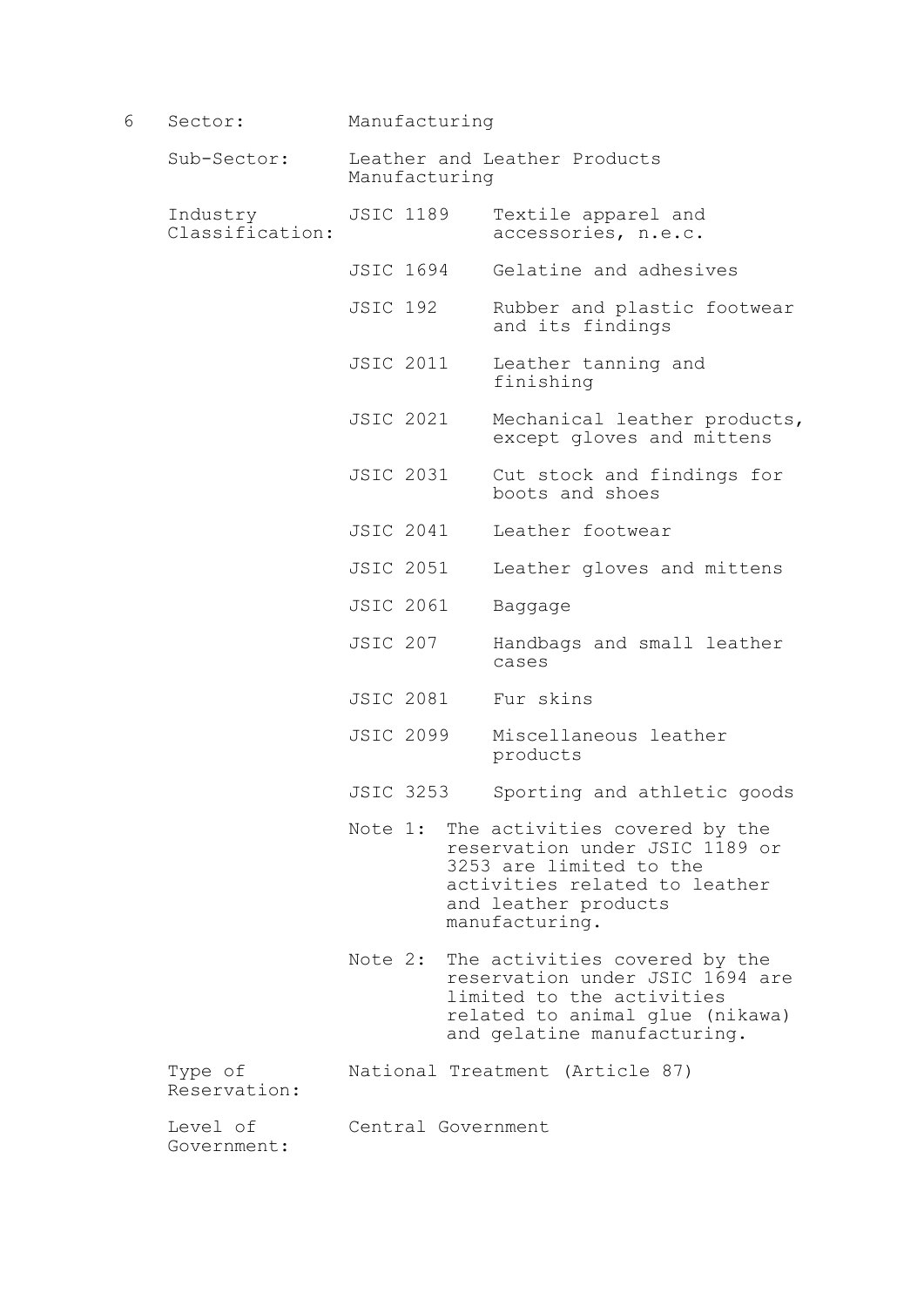6 Sector: Manufacturing

Sub-Sector: Leather and Leather Products Manufacturing

Industry Classification:

| | |
|---|---|
| JSIC 1189 | Textile apparel and accessories, n.e.c. |
| JSIC 1694 | Gelatine and adhesives |
| JSIC 192 | Rubber and plastic footwear and its findings |
| JSIC 2011 | Leather tanning and finishing |
| JSIC 2021 | Mechanical leather products, except gloves and mittens |
| JSIC 2031 | Cut stock and findings for boots and shoes |
| JSIC 2041 | Leather footwear |
| JSIC 2051 | Leather gloves and mittens |
| JSIC 2061 | Baggage |
| JSIC 207 | Handbags and small leather cases |
| JSIC 2081 | Fur skins |
| JSIC 2099 | Miscellaneous leather products |
| JSIC 3253 | Sporting and athletic goods |

Note 1: The activities covered by the reservation under JSIC 1189 or 3253 are limited to the activities related to leather and leather products manufacturing.

Note 2: The activities covered by the reservation under JSIC 1694 are limited to the activities related to animal glue (nikawa) and gelatine manufacturing.

Type of Reservation: National Treatment (Article 87)

Level of Government: Central Government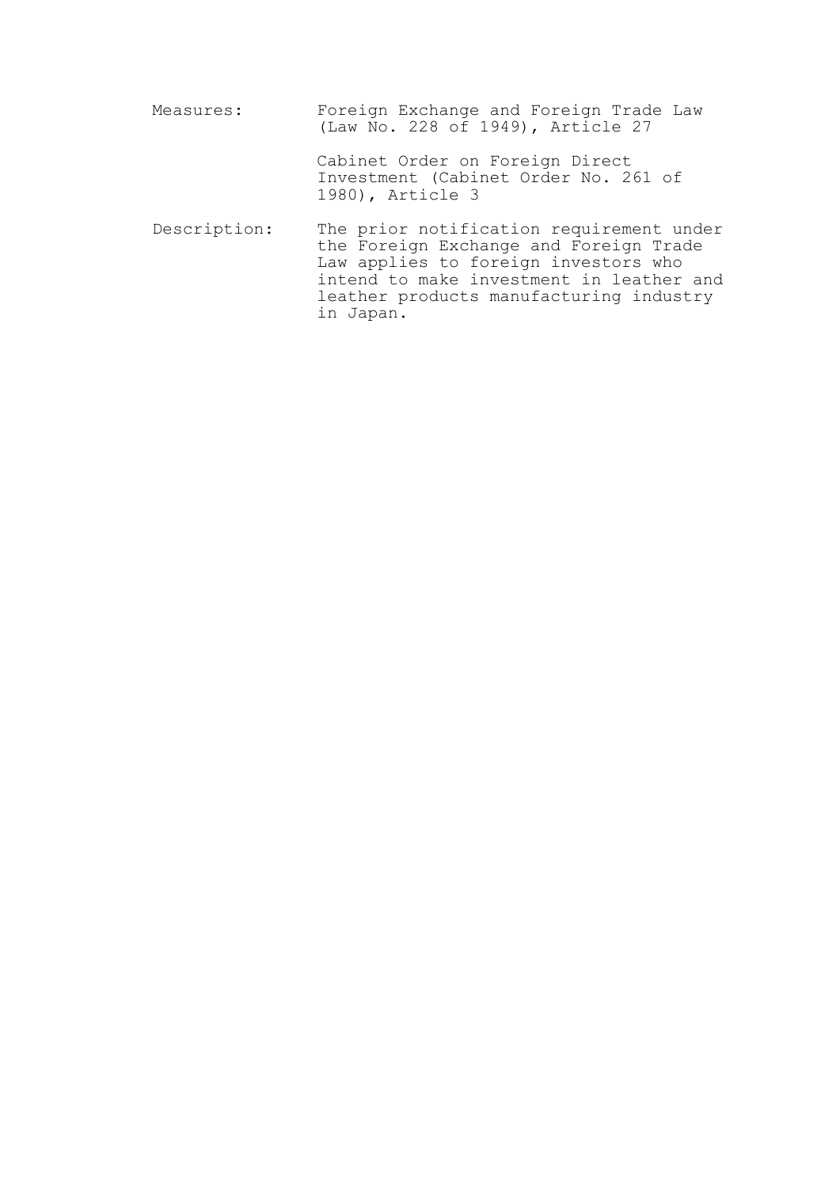| | |
|---|---|
| Measures: | Foreign Exchange and Foreign Trade Law (Law No. 228 of 1949), Article 27<br><br>Cabinet Order on Foreign Direct Investment (Cabinet Order No. 261 of 1980), Article 3 |
| Description: | The prior notification requirement under the Foreign Exchange and Foreign Trade Law applies to foreign investors who intend to make investment in leather and leather products manufacturing industry in Japan. |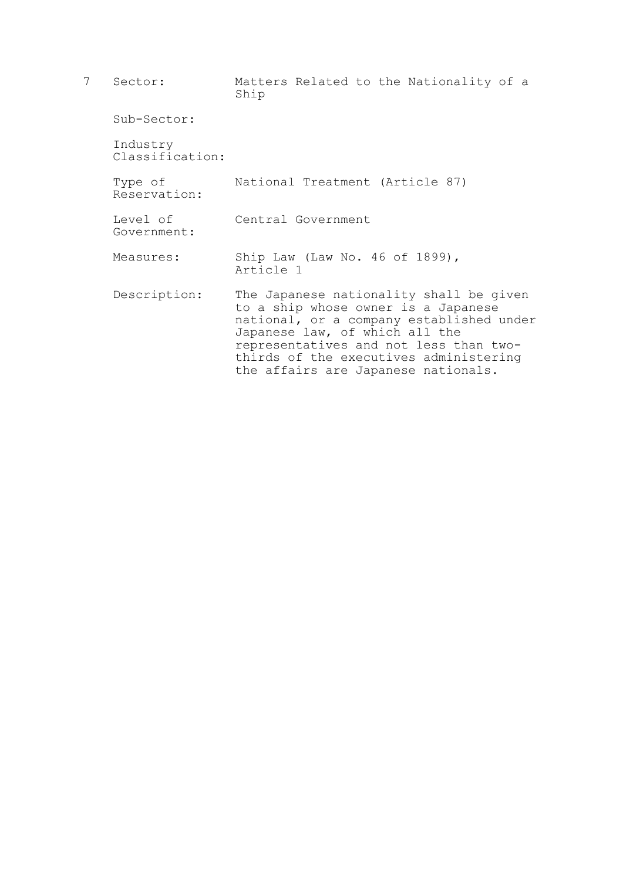7 | Sector: | Matters Related to the Nationality of a Ship
--- | --- | ---
| Sub-Sector: | 
| Industry Classification: | 
| Type of Reservation: | National Treatment (Article 87)
| Level of Government: | Central Government
| Measures: | Ship Law (Law No. 46 of 1899), Article 1
| Description: | The Japanese nationality shall be given to a ship whose owner is a Japanese national, or a company established under Japanese law, of which all the representatives and not less than two-thirds of the executives administering the affairs are Japanese nationals.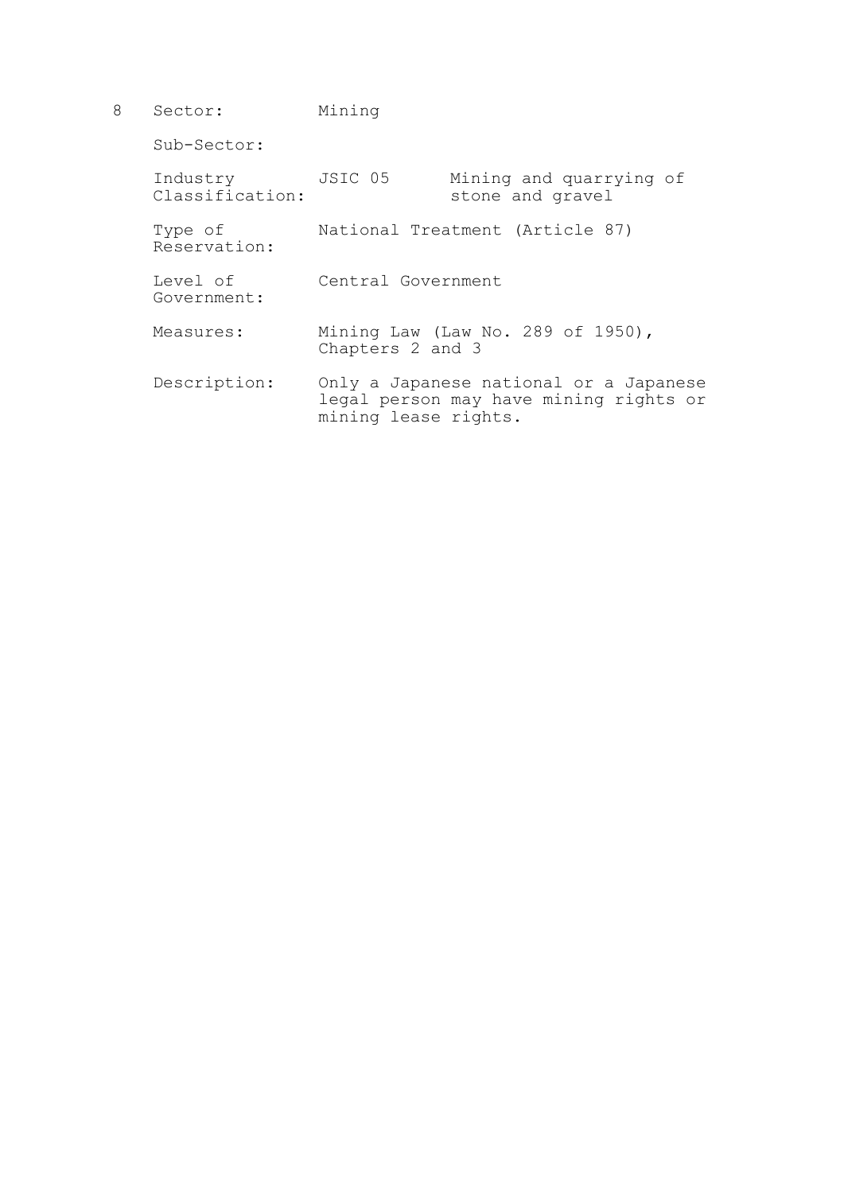8 Sector: Mining

Sub-Sector:

Industry Classification: JSIC 05 Mining and quarrying of stone and gravel

Type of Reservation: National Treatment (Article 87)

Level of Government: Central Government

Measures: Mining Law (Law No. 289 of 1950), Chapters 2 and 3

Description: Only a Japanese national or a Japanese legal person may have mining rights or mining lease rights.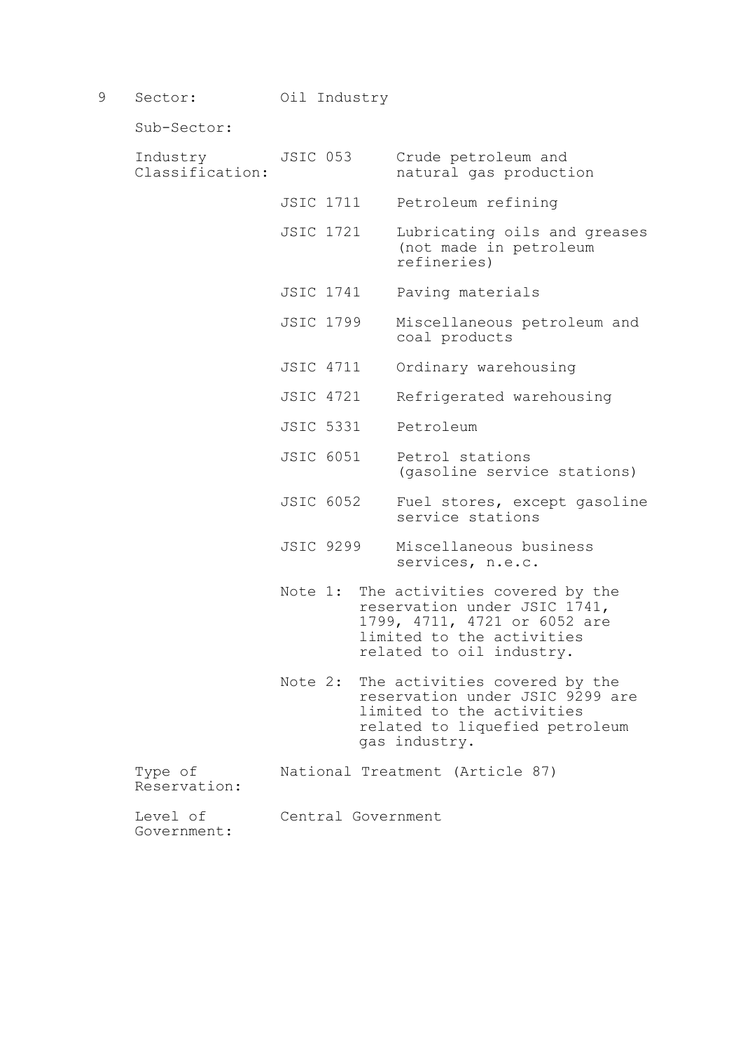9 Sector: Oil Industry

Sub-Sector:

Industry Classification:

| | |
|---|---|
| JSIC 053 | Crude petroleum and natural gas production |
| JSIC 1711 | Petroleum refining |
| JSIC 1721 | Lubricating oils and greases (not made in petroleum refineries) |
| JSIC 1741 | Paving materials |
| JSIC 1799 | Miscellaneous petroleum and coal products |
| JSIC 4711 | Ordinary warehousing |
| JSIC 4721 | Refrigerated warehousing |
| JSIC 5331 | Petroleum |
| JSIC 6051 | Petrol stations (gasoline service stations) |
| JSIC 6052 | Fuel stores, except gasoline service stations |
| JSIC 9299 | Miscellaneous business services, n.e.c. |

Note 1: The activities covered by the reservation under JSIC 1741, 1799, 4711, 4721 or 6052 are limited to the activities related to oil industry.

Note 2: The activities covered by the reservation under JSIC 9299 are limited to the activities related to liquefied petroleum gas industry.

Type of Reservation: National Treatment (Article 87)

Level of Government: Central Government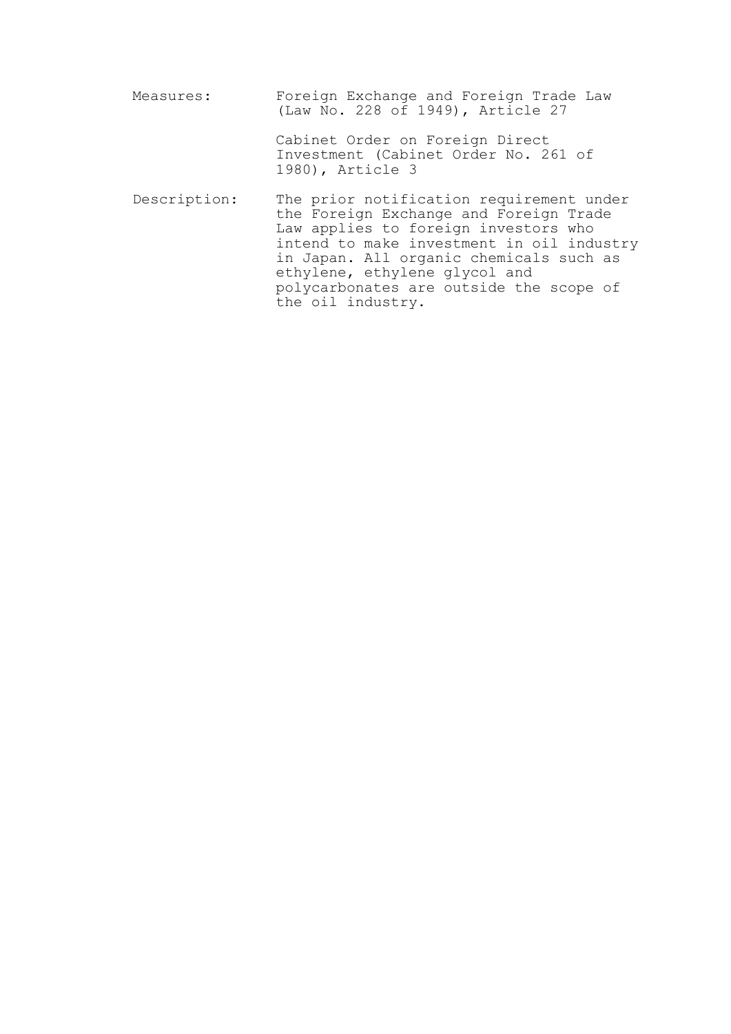Measures: Foreign Exchange and Foreign Trade Law (Law No. 228 of 1949), Article 27

Cabinet Order on Foreign Direct Investment (Cabinet Order No. 261 of 1980), Article 3

Description: The prior notification requirement under the Foreign Exchange and Foreign Trade Law applies to foreign investors who intend to make investment in oil industry in Japan. All organic chemicals such as ethylene, ethylene glycol and polycarbonates are outside the scope of the oil industry.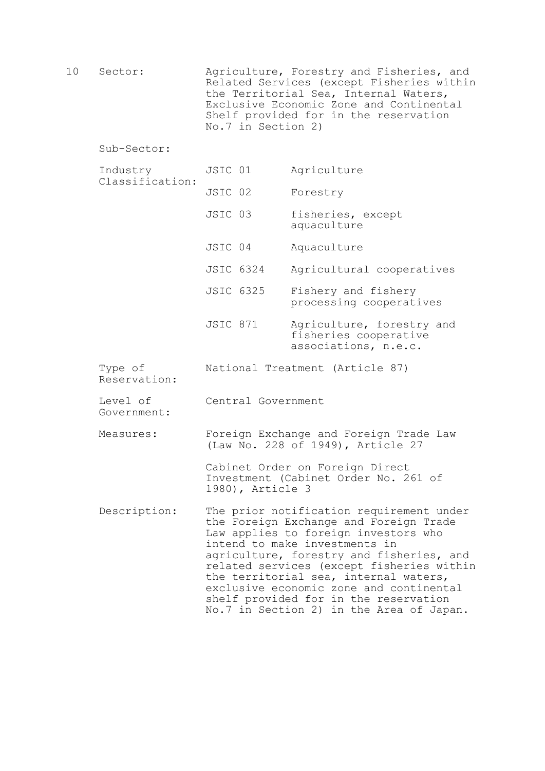10 Sector: Agriculture, Forestry and Fisheries, and Related Services (except Fisheries within the Territorial Sea, Internal Waters, Exclusive Economic Zone and Continental Shelf provided for in the reservation No.7 in Section 2)

Sub-Sector:

Industry Classification:

| | |
|---|---|
| JSIC 01 | Agriculture |
| JSIC 02 | Forestry |
| JSIC 03 | fisheries, except aquaculture |
| JSIC 04 | Aquaculture |
| JSIC 6324 | Agricultural cooperatives |
| JSIC 6325 | Fishery and fishery processing cooperatives |
| JSIC 871 | Agriculture, forestry and fisheries cooperative associations, n.e.c. |

Type of Reservation: National Treatment (Article 87)

Level of Government: Central Government

Measures: Foreign Exchange and Foreign Trade Law (Law No. 228 of 1949), Article 27

Cabinet Order on Foreign Direct Investment (Cabinet Order No. 261 of 1980), Article 3

Description: The prior notification requirement under the Foreign Exchange and Foreign Trade Law applies to foreign investors who intend to make investments in agriculture, forestry and fisheries, and related services (except fisheries within the territorial sea, internal waters, exclusive economic zone and continental shelf provided for in the reservation No.7 in Section 2) in the Area of Japan.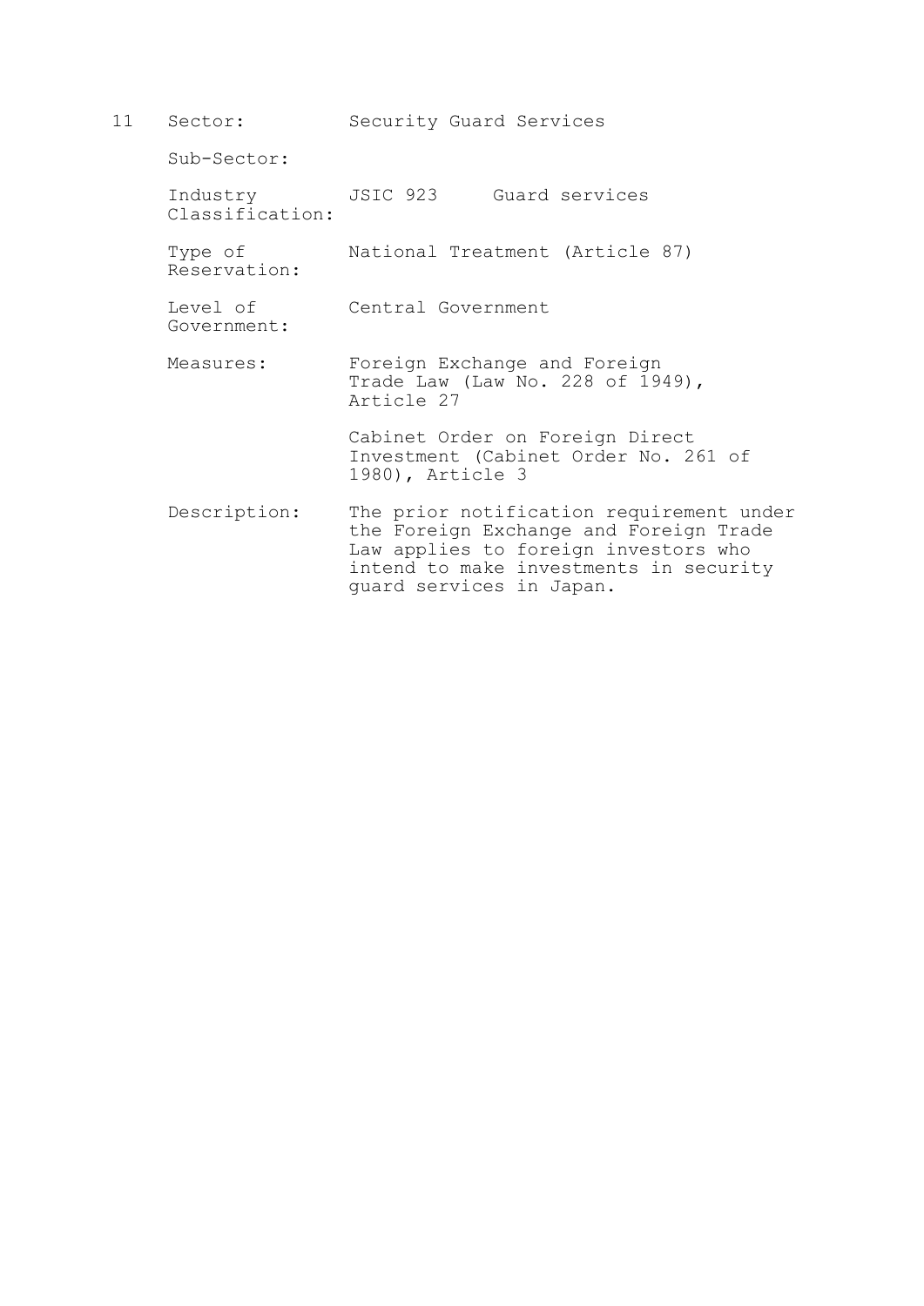11 Sector: Security Guard Services

Sub-Sector:

Industry Classification: JSIC 923 Guard services

Type of Reservation: National Treatment (Article 87)

Level of Government: Central Government

Measures: Foreign Exchange and Foreign Trade Law (Law No. 228 of 1949), Article 27

Cabinet Order on Foreign Direct Investment (Cabinet Order No. 261 of 1980), Article 3

Description: The prior notification requirement under the Foreign Exchange and Foreign Trade Law applies to foreign investors who intend to make investments in security guard services in Japan.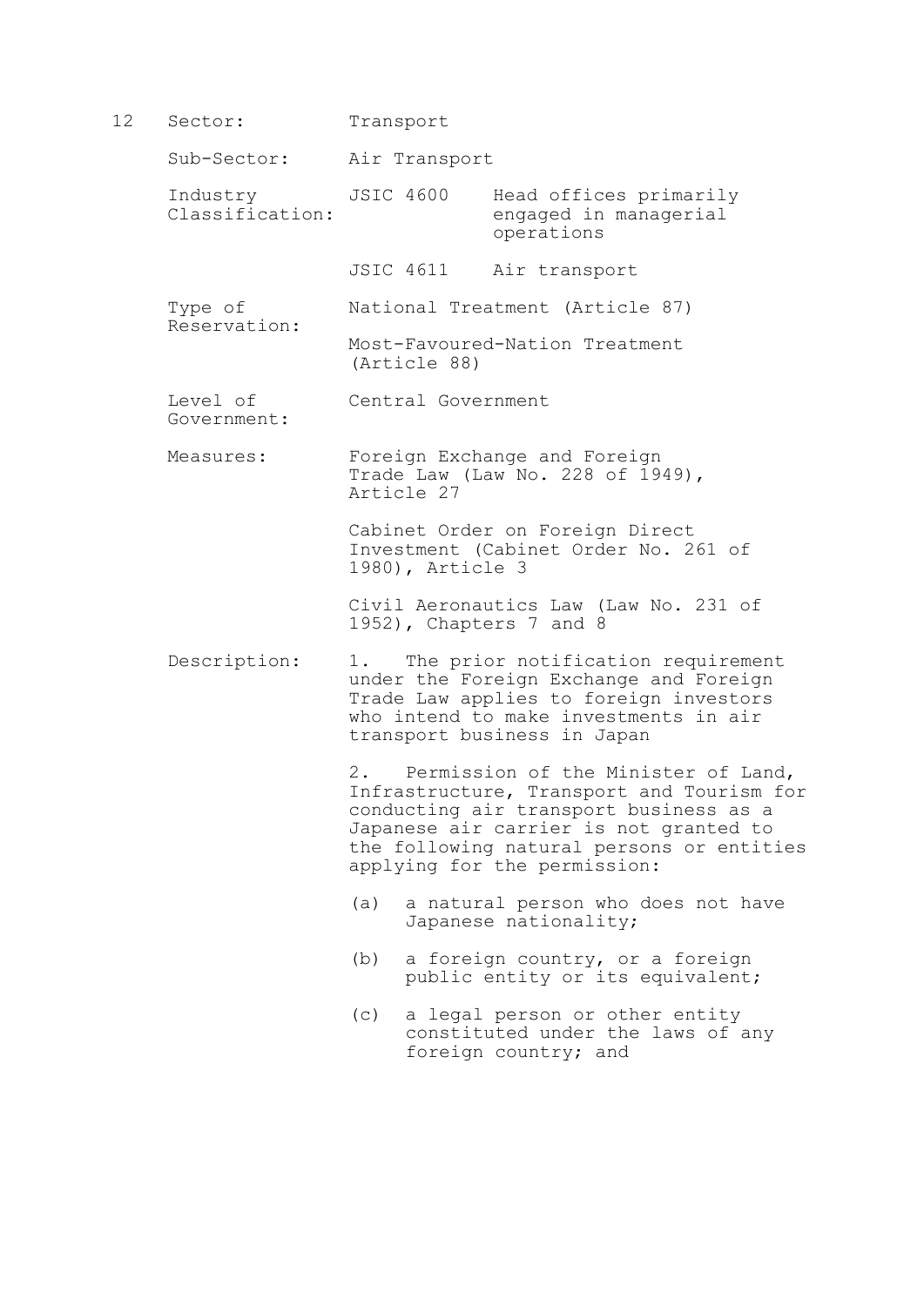12 Sector: Transport

Sub-Sector: Air Transport

Industry Classification: JSIC 4600 Head offices primarily engaged in managerial operations

JSIC 4611 Air transport

Type of Reservation: National Treatment (Article 87)

Most-Favoured-Nation Treatment (Article 88)

Level of Government: Central Government

Measures: Foreign Exchange and Foreign Trade Law (Law No. 228 of 1949), Article 27

Cabinet Order on Foreign Direct Investment (Cabinet Order No. 261 of 1980), Article 3

Civil Aeronautics Law (Law No. 231 of 1952), Chapters 7 and 8

Description: 1. The prior notification requirement under the Foreign Exchange and Foreign Trade Law applies to foreign investors who intend to make investments in air transport business in Japan

2. Permission of the Minister of Land, Infrastructure, Transport and Tourism for conducting air transport business as a Japanese air carrier is not granted to the following natural persons or entities applying for the permission:

(a) a natural person who does not have Japanese nationality;

(b) a foreign country, or a foreign public entity or its equivalent;

(c) a legal person or other entity constituted under the laws of any foreign country; and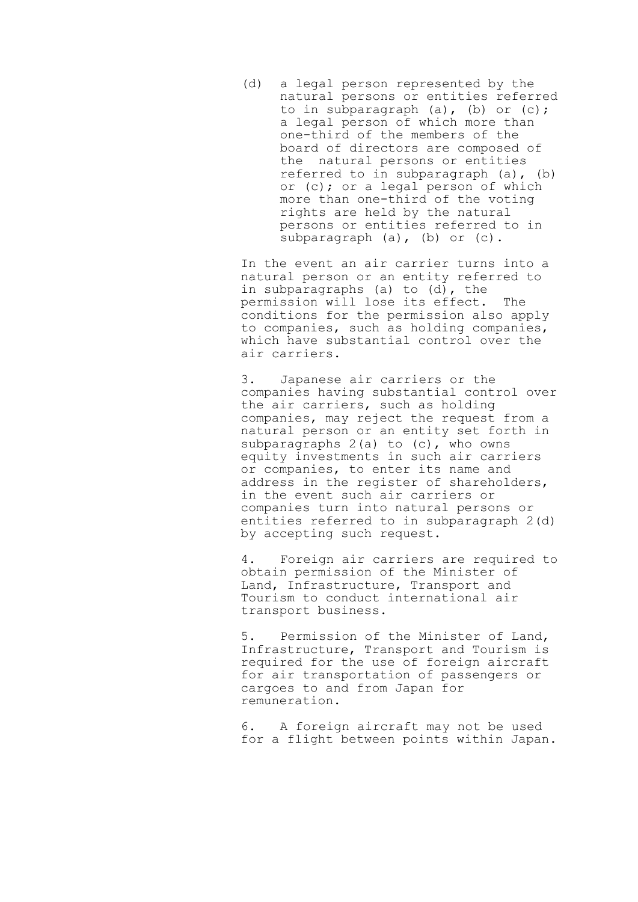(d) a legal person represented by the natural persons or entities referred to in subparagraph (a), (b) or (c); a legal person of which more than one-third of the members of the board of directors are composed of the natural persons or entities referred to in subparagraph (a), (b) or (c); or a legal person of which more than one-third of the voting rights are held by the natural persons or entities referred to in subparagraph (a), (b) or (c).

In the event an air carrier turns into a natural person or an entity referred to in subparagraphs (a) to (d), the permission will lose its effect. The conditions for the permission also apply to companies, such as holding companies, which have substantial control over the air carriers.

3. Japanese air carriers or the companies having substantial control over the air carriers, such as holding companies, may reject the request from a natural person or an entity set forth in subparagraphs 2(a) to (c), who owns equity investments in such air carriers or companies, to enter its name and address in the register of shareholders, in the event such air carriers or companies turn into natural persons or entities referred to in subparagraph 2(d) by accepting such request.

4. Foreign air carriers are required to obtain permission of the Minister of Land, Infrastructure, Transport and Tourism to conduct international air transport business.

5. Permission of the Minister of Land, Infrastructure, Transport and Tourism is required for the use of foreign aircraft for air transportation of passengers or cargoes to and from Japan for remuneration.

6. A foreign aircraft may not be used for a flight between points within Japan.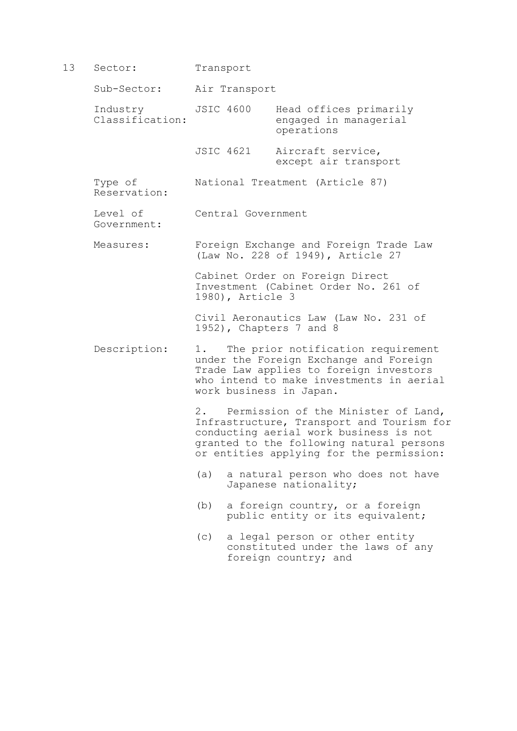13 Sector: Transport

| | | |
|---|---|---|
| Sub-Sector: | Air Transport | |
| Industry Classification: | JSIC 4600 | Head offices primarily engaged in managerial operations |
| | JSIC 4621 | Aircraft service, except air transport |
| Type of Reservation: | National Treatment (Article 87) | |
| Level of Government: | Central Government | |
| Measures: | Foreign Exchange and Foreign Trade Law (Law No. 228 of 1949), Article 27<br><br>Cabinet Order on Foreign Direct Investment (Cabinet Order No. 261 of 1980), Article 3<br><br>Civil Aeronautics Law (Law No. 231 of 1952), Chapters 7 and 8 | |
| Description: | 1. The prior notification requirement under the Foreign Exchange and Foreign Trade Law applies to foreign investors who intend to make investments in aerial work business in Japan.<br><br>2. Permission of the Minister of Land, Infrastructure, Transport and Tourism for conducting aerial work business is not granted to the following natural persons or entities applying for the permission:<br><br>(a) a natural person who does not have Japanese nationality;<br><br>(b) a foreign country, or a foreign public entity or its equivalent;<br><br>(c) a legal person or other entity constituted under the laws of any foreign country; and | |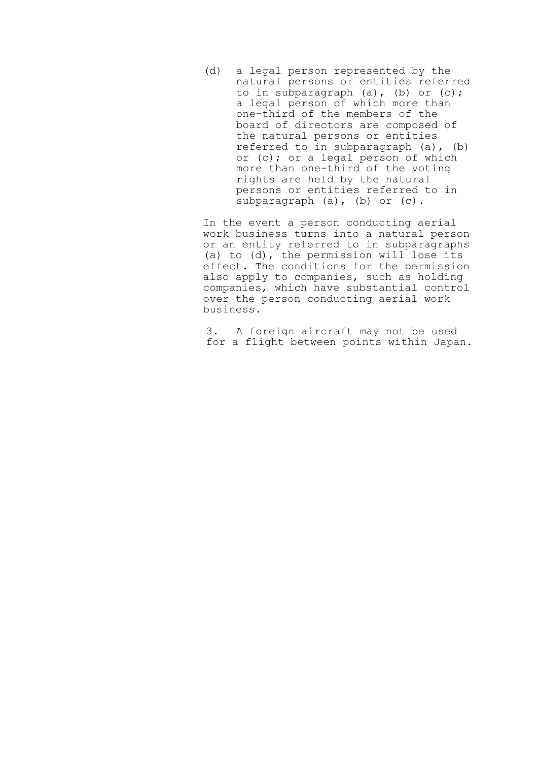(d) a legal person represented by the natural persons or entities referred to in subparagraph (a), (b) or (c); a legal person of which more than one-third of the members of the board of directors are composed of the natural persons or entities referred to in subparagraph (a), (b) or (c); or a legal person of which more than one-third of the voting rights are held by the natural persons or entities referred to in subparagraph (a), (b) or (c).

In the event a person conducting aerial work business turns into a natural person or an entity referred to in subparagraphs (a) to (d), the permission will lose its effect. The conditions for the permission also apply to companies, such as holding companies, which have substantial control over the person conducting aerial work business.

3. A foreign aircraft may not be used for a flight between points within Japan.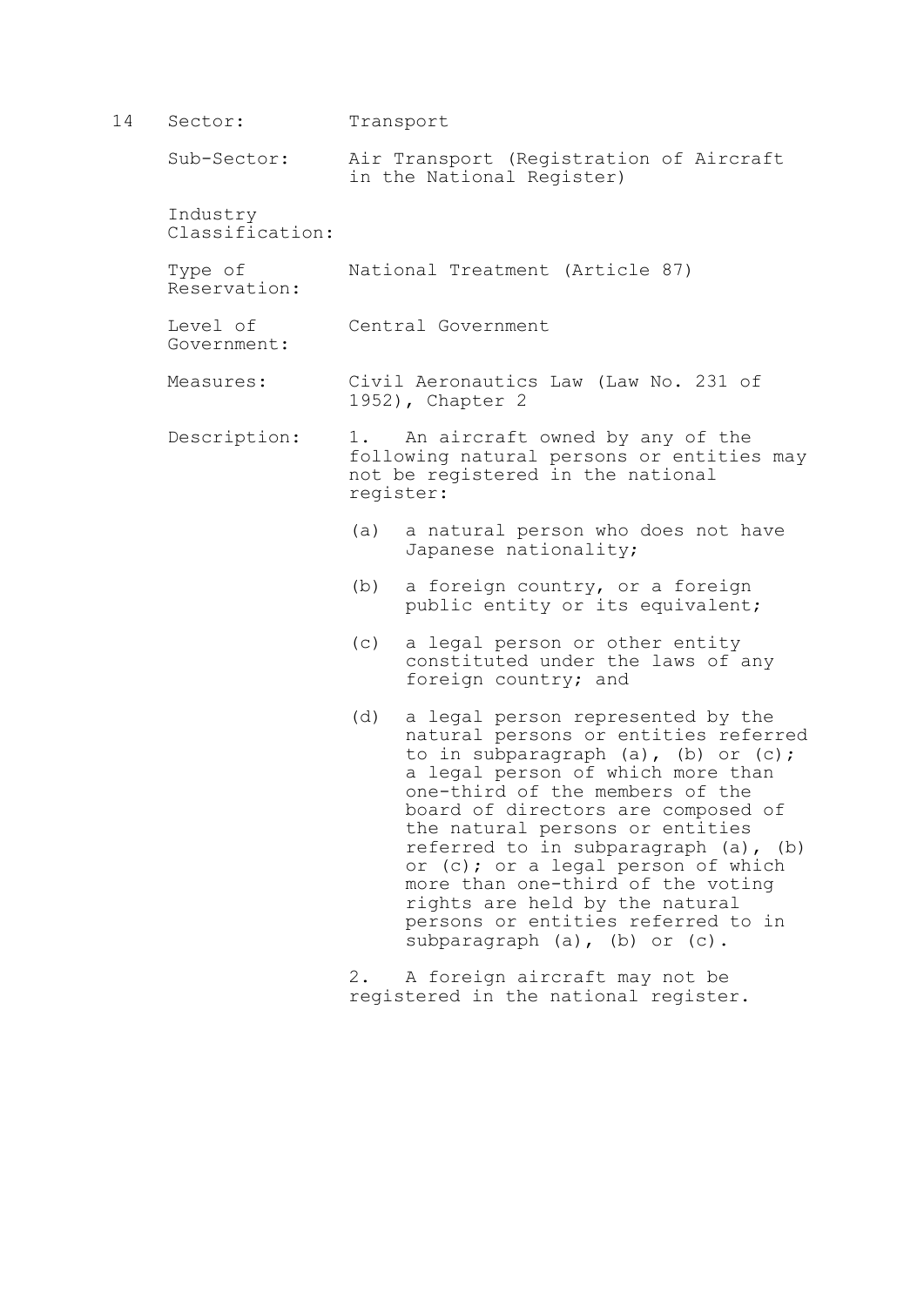14 Sector: Transport

Sub-Sector: Air Transport (Registration of Aircraft in the National Register)

Industry Classification:

Type of Reservation: National Treatment (Article 87)

Level of Government: Central Government

Measures: Civil Aeronautics Law (Law No. 231 of 1952), Chapter 2

Description: 1. An aircraft owned by any of the following natural persons or entities may not be registered in the national register:

(a) a natural person who does not have Japanese nationality;

(b) a foreign country, or a foreign public entity or its equivalent;

(c) a legal person or other entity constituted under the laws of any foreign country; and

(d) a legal person represented by the natural persons or entities referred to in subparagraph (a), (b) or (c); a legal person of which more than one-third of the members of the board of directors are composed of the natural persons or entities referred to in subparagraph (a), (b) or (c); or a legal person of which more than one-third of the voting rights are held by the natural persons or entities referred to in subparagraph (a), (b) or (c).

2. A foreign aircraft may not be registered in the national register.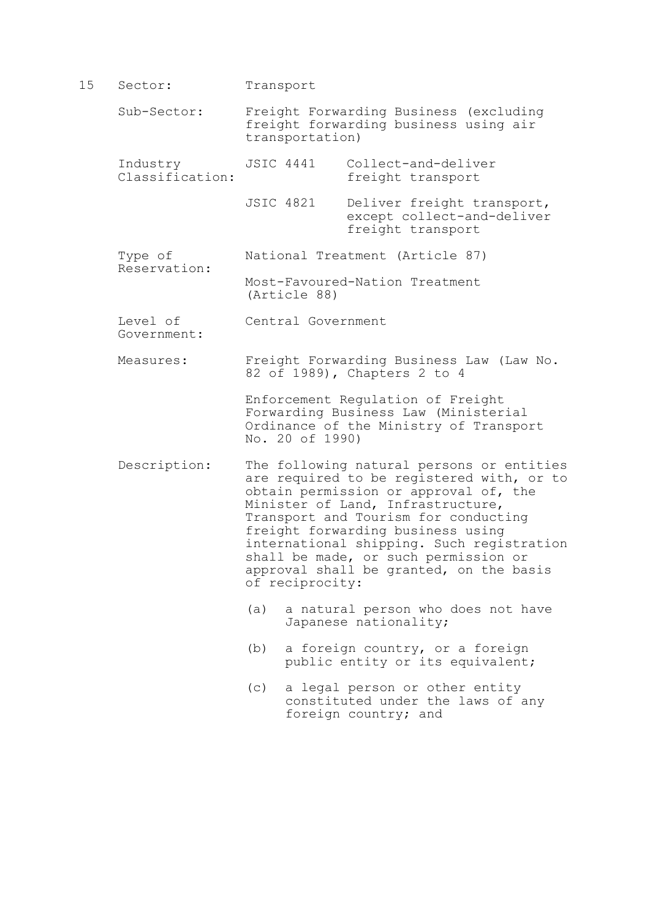15 Sector: Transport

Sub-Sector: Freight Forwarding Business (excluding freight forwarding business using air transportation)

Industry Classification:

| | |
|---|---|
| JSIC 4441 | Collect-and-deliver freight transport |
| JSIC 4821 | Deliver freight transport, except collect-and-deliver freight transport |

Type of Reservation: National Treatment (Article 87)

Most-Favoured-Nation Treatment (Article 88)

Level of Government: Central Government

Measures: Freight Forwarding Business Law (Law No. 82 of 1989), Chapters 2 to 4

Enforcement Regulation of Freight Forwarding Business Law (Ministerial Ordinance of the Ministry of Transport No. 20 of 1990)

Description: The following natural persons or entities are required to be registered with, or to obtain permission or approval of, the Minister of Land, Infrastructure, Transport and Tourism for conducting freight forwarding business using international shipping. Such registration shall be made, or such permission or approval shall be granted, on the basis of reciprocity:

(a) a natural person who does not have Japanese nationality;

(b) a foreign country, or a foreign public entity or its equivalent;

(c) a legal person or other entity constituted under the laws of any foreign country; and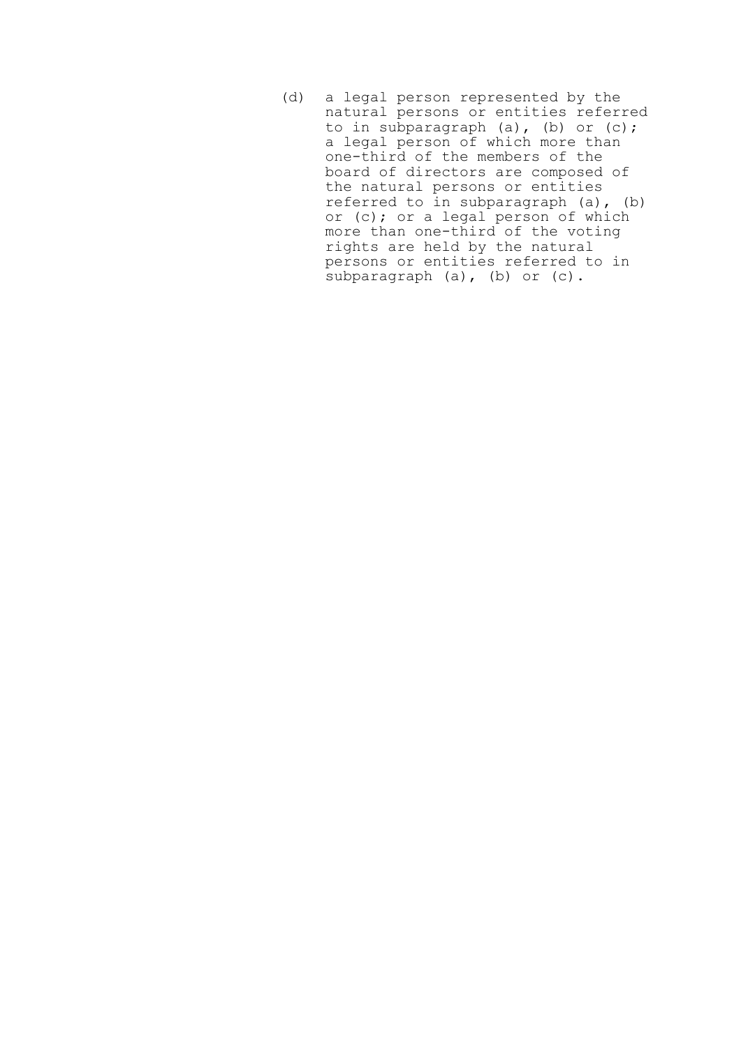(d) a legal person represented by the natural persons or entities referred to in subparagraph (a), (b) or (c); a legal person of which more than one-third of the members of the board of directors are composed of the natural persons or entities referred to in subparagraph (a), (b) or (c); or a legal person of which more than one-third of the voting rights are held by the natural persons or entities referred to in subparagraph (a), (b) or (c).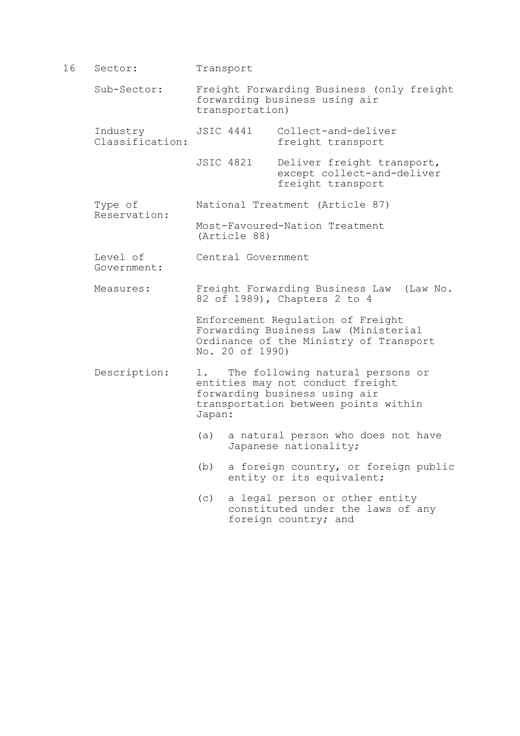16

| | | |
|---|---|---|
| Sector: | Transport | |
| Sub-Sector: | Freight Forwarding Business (only freight forwarding business using air transportation) | |
| Industry Classification: | JSIC 4441 | Collect-and-deliver freight transport |
| | JSIC 4821 | Deliver freight transport, except collect-and-deliver freight transport |
| Type of Reservation: | National Treatment (Article 87) | |
| | Most-Favoured-Nation Treatment (Article 88) | |
| Level of Government: | Central Government | |
| Measures: | Freight Forwarding Business Law (Law No. 82 of 1989), Chapters 2 to 4 | |
| | Enforcement Regulation of Freight Forwarding Business Law (Ministerial Ordinance of the Ministry of Transport No. 20 of 1990) | |

Description:

1. The following natural persons or entities may not conduct freight forwarding business using air transportation between points within Japan:

   (a) a natural person who does not have Japanese nationality;

   (b) a foreign country, or foreign public entity or its equivalent;

   (c) a legal person or other entity constituted under the laws of any foreign country; and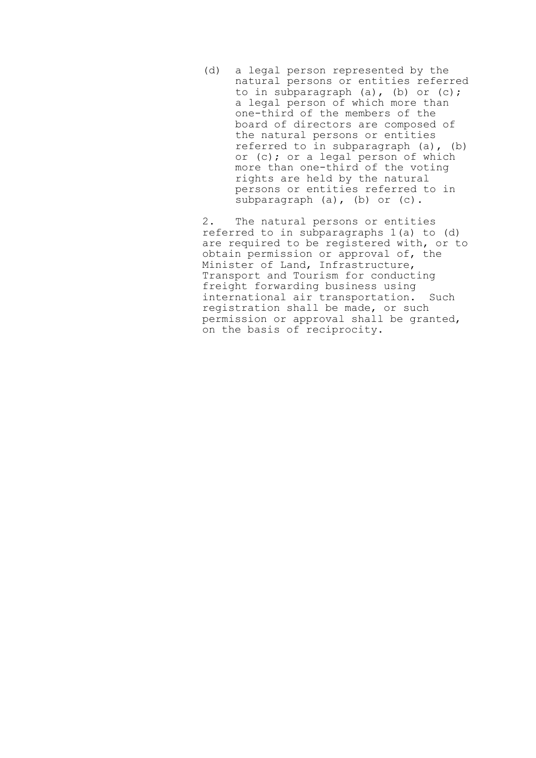(d) a legal person represented by the natural persons or entities referred to in subparagraph (a), (b) or (c); a legal person of which more than one-third of the members of the board of directors are composed of the natural persons or entities referred to in subparagraph (a), (b) or (c); or a legal person of which more than one-third of the voting rights are held by the natural persons or entities referred to in subparagraph (a), (b) or (c).

2. The natural persons or entities referred to in subparagraphs 1(a) to (d) are required to be registered with, or to obtain permission or approval of, the Minister of Land, Infrastructure, Transport and Tourism for conducting freight forwarding business using international air transportation. Such registration shall be made, or such permission or approval shall be granted, on the basis of reciprocity.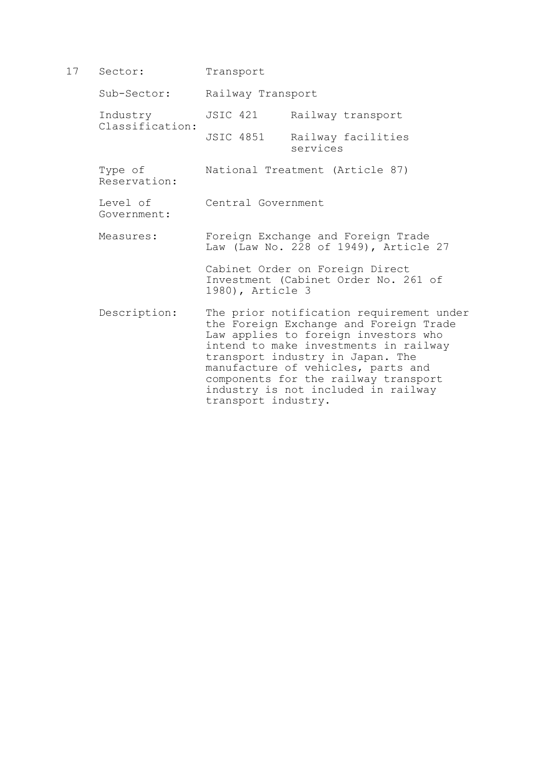17

| | | |
|---|---|---|
| Sector: | Transport | |
| Sub-Sector: | Railway Transport | |
| Industry Classification: | JSIC 421 | Railway transport |
| | JSIC 4851 | Railway facilities services |
| Type of Reservation: | National Treatment (Article 87) | |
| Level of Government: | Central Government | |
| Measures: | Foreign Exchange and Foreign Trade Law (Law No. 228 of 1949), Article 27 | |
| | Cabinet Order on Foreign Direct Investment (Cabinet Order No. 261 of 1980), Article 3 | |
| Description: | The prior notification requirement under the Foreign Exchange and Foreign Trade Law applies to foreign investors who intend to make investments in railway transport industry in Japan. The manufacture of vehicles, parts and components for the railway transport industry is not included in railway transport industry. | |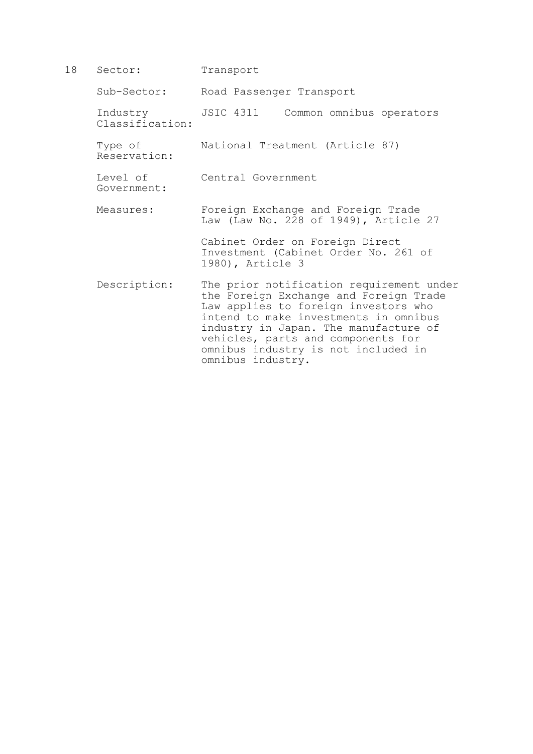18

| | |
|---|---|
| Sector: | Transport |
| Sub-Sector: | Road Passenger Transport |
| Industry Classification: | JSIC 4311 Common omnibus operators |
| Type of Reservation: | National Treatment (Article 87) |
| Level of Government: | Central Government |
| Measures: | Foreign Exchange and Foreign Trade Law (Law No. 228 of 1949), Article 27<br><br>Cabinet Order on Foreign Direct Investment (Cabinet Order No. 261 of 1980), Article 3 |
| Description: | The prior notification requirement under the Foreign Exchange and Foreign Trade Law applies to foreign investors who intend to make investments in omnibus industry in Japan. The manufacture of vehicles, parts and components for omnibus industry is not included in omnibus industry. |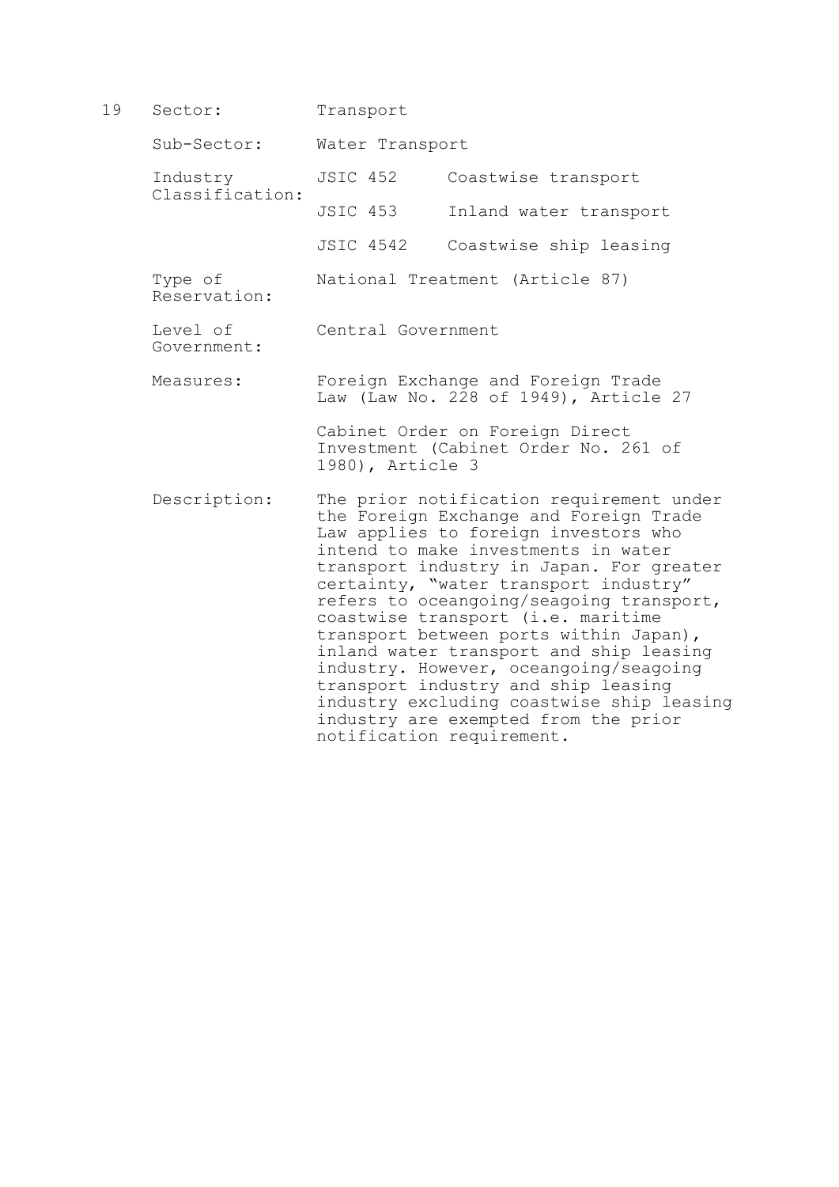19 Sector: Transport

Sub-Sector: Water Transport

Industry Classification: JSIC 452 Coastwise transport

JSIC 453 Inland water transport

JSIC 4542 Coastwise ship leasing

Type of Reservation: National Treatment (Article 87)

Level of Government: Central Government

Measures: Foreign Exchange and Foreign Trade Law (Law No. 228 of 1949), Article 27

Cabinet Order on Foreign Direct Investment (Cabinet Order No. 261 of 1980), Article 3

Description: The prior notification requirement under the Foreign Exchange and Foreign Trade Law applies to foreign investors who intend to make investments in water transport industry in Japan. For greater certainty, "water transport industry" refers to oceangoing/seagoing transport, coastwise transport (i.e. maritime transport between ports within Japan), inland water transport and ship leasing industry. However, oceangoing/seagoing transport industry and ship leasing industry excluding coastwise ship leasing industry are exempted from the prior notification requirement.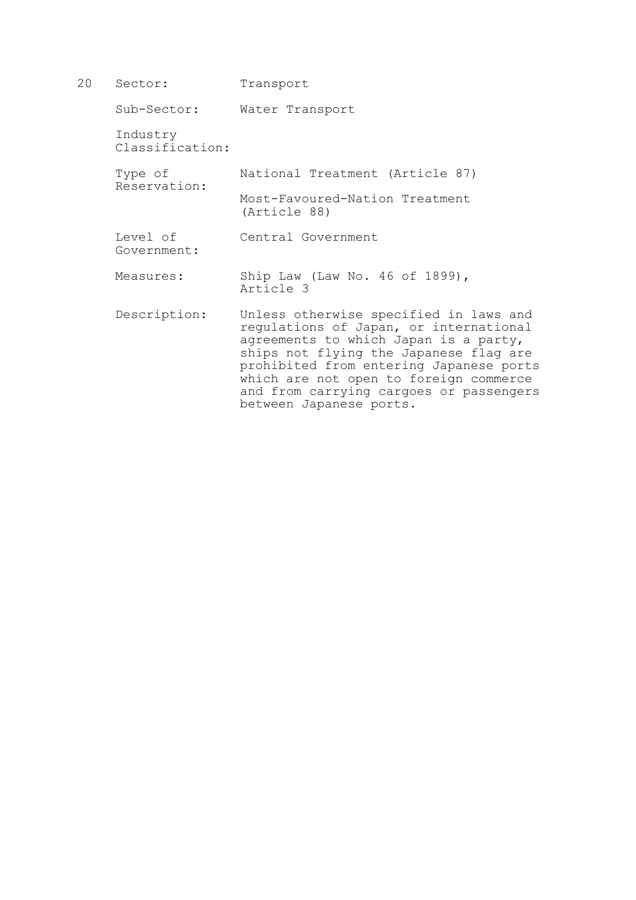20

| | |
|---|---|
| Sector: | Transport |
| Sub-Sector: | Water Transport |
| Industry Classification: | |
| Type of Reservation: | National Treatment (Article 87)<br><br>Most-Favoured-Nation Treatment (Article 88) |
| Level of Government: | Central Government |
| Measures: | Ship Law (Law No. 46 of 1899), Article 3 |
| Description: | Unless otherwise specified in laws and regulations of Japan, or international agreements to which Japan is a party, ships not flying the Japanese flag are prohibited from entering Japanese ports which are not open to foreign commerce and from carrying cargoes or passengers between Japanese ports. |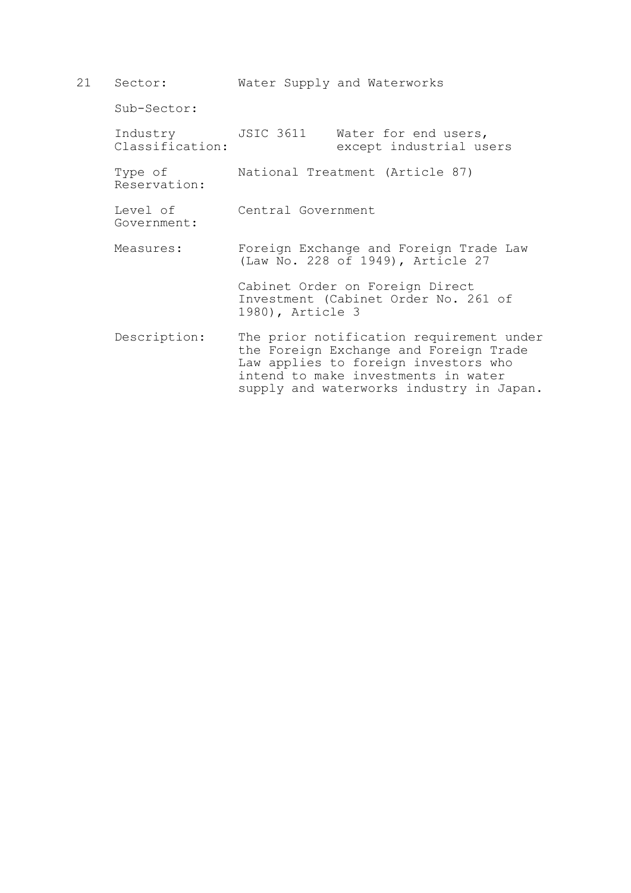21 Sector: Water Supply and Waterworks

Sub-Sector:

Industry Classification: JSIC 3611 Water for end users, except industrial users

Type of Reservation: National Treatment (Article 87)

Level of Government: Central Government

Measures: Foreign Exchange and Foreign Trade Law (Law No. 228 of 1949), Article 27

Cabinet Order on Foreign Direct Investment (Cabinet Order No. 261 of 1980), Article 3

Description: The prior notification requirement under the Foreign Exchange and Foreign Trade Law applies to foreign investors who intend to make investments in water supply and waterworks industry in Japan.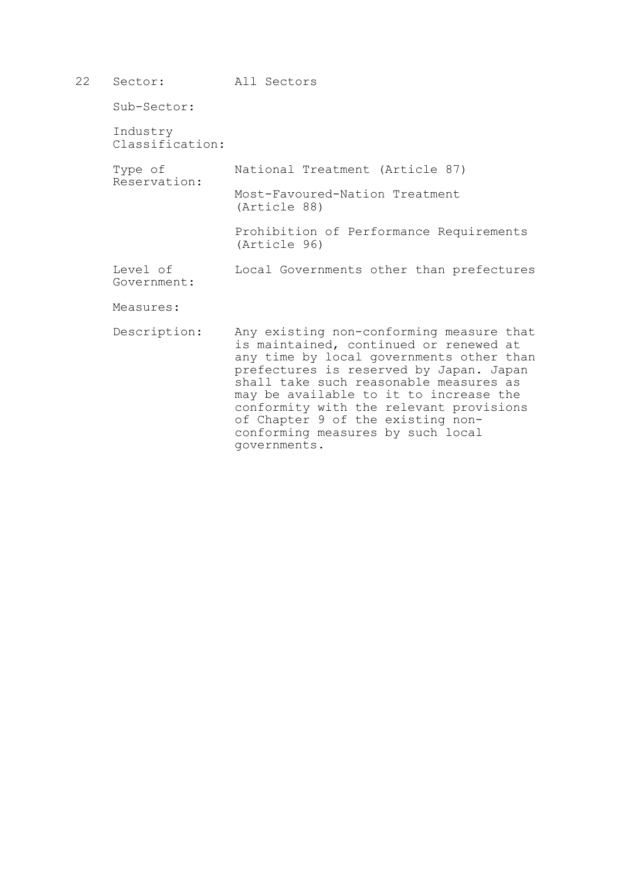22 Sector: All Sectors

Sub-Sector:

Industry Classification:

Type of Reservation: National Treatment (Article 87)

Most-Favoured-Nation Treatment (Article 88)

Prohibition of Performance Requirements (Article 96)

Level of Government: Local Governments other than prefectures

Measures:

Description: Any existing non-conforming measure that is maintained, continued or renewed at any time by local governments other than prefectures is reserved by Japan. Japan shall take such reasonable measures as may be available to it to increase the conformity with the relevant provisions of Chapter 9 of the existing non-conforming measures by such local governments.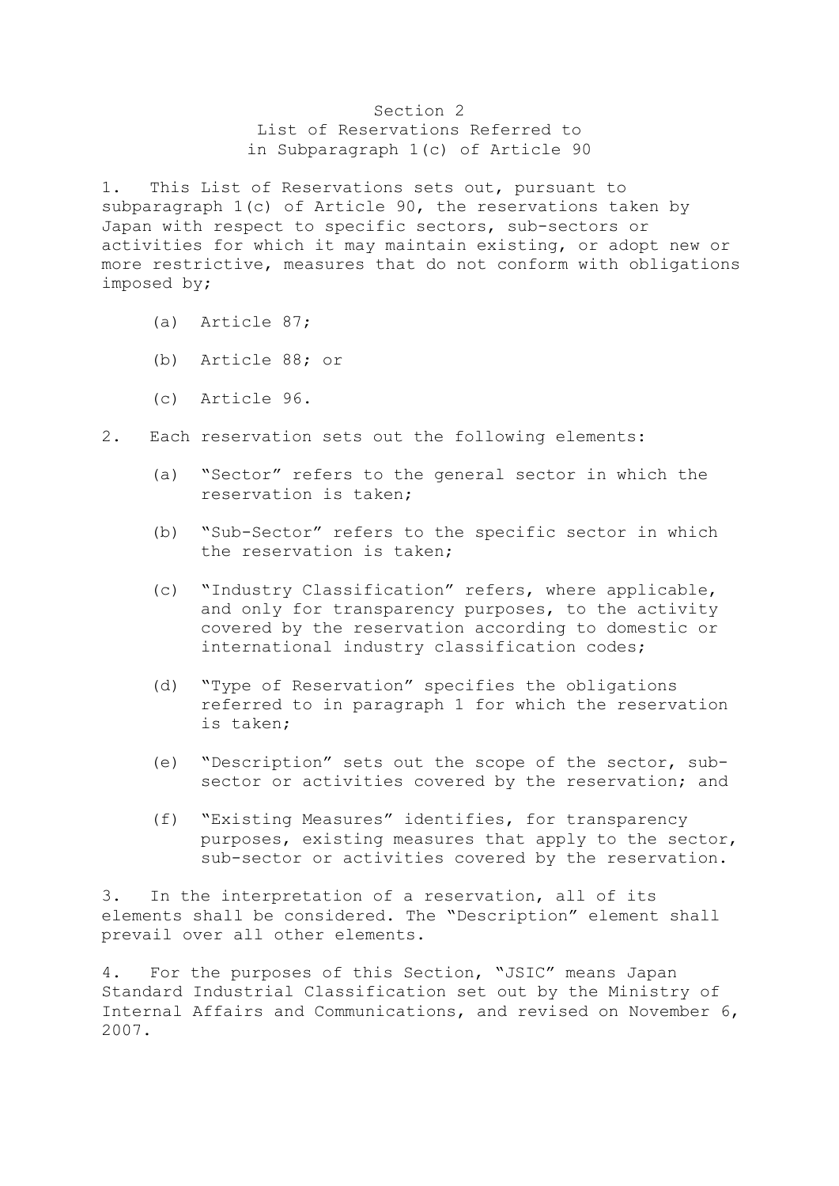# Section 2
## List of Reservations Referred to in Subparagraph 1(c) of Article 90

1. This List of Reservations sets out, pursuant to subparagraph 1(c) of Article 90, the reservations taken by Japan with respect to specific sectors, sub-sectors or activities for which it may maintain existing, or adopt new or more restrictive, measures that do not conform with obligations imposed by;

   (a) Article 87;

   (b) Article 88; or

   (c) Article 96.

2. Each reservation sets out the following elements:

   (a) "Sector" refers to the general sector in which the reservation is taken;

   (b) "Sub-Sector" refers to the specific sector in which the reservation is taken;

   (c) "Industry Classification" refers, where applicable, and only for transparency purposes, to the activity covered by the reservation according to domestic or international industry classification codes;

   (d) "Type of Reservation" specifies the obligations referred to in paragraph 1 for which the reservation is taken;

   (e) "Description" sets out the scope of the sector, sub-sector or activities covered by the reservation; and

   (f) "Existing Measures" identifies, for transparency purposes, existing measures that apply to the sector, sub-sector or activities covered by the reservation.

3. In the interpretation of a reservation, all of its elements shall be considered. The "Description" element shall prevail over all other elements.

4. For the purposes of this Section, "JSIC" means Japan Standard Industrial Classification set out by the Ministry of Internal Affairs and Communications, and revised on November 6, 2007.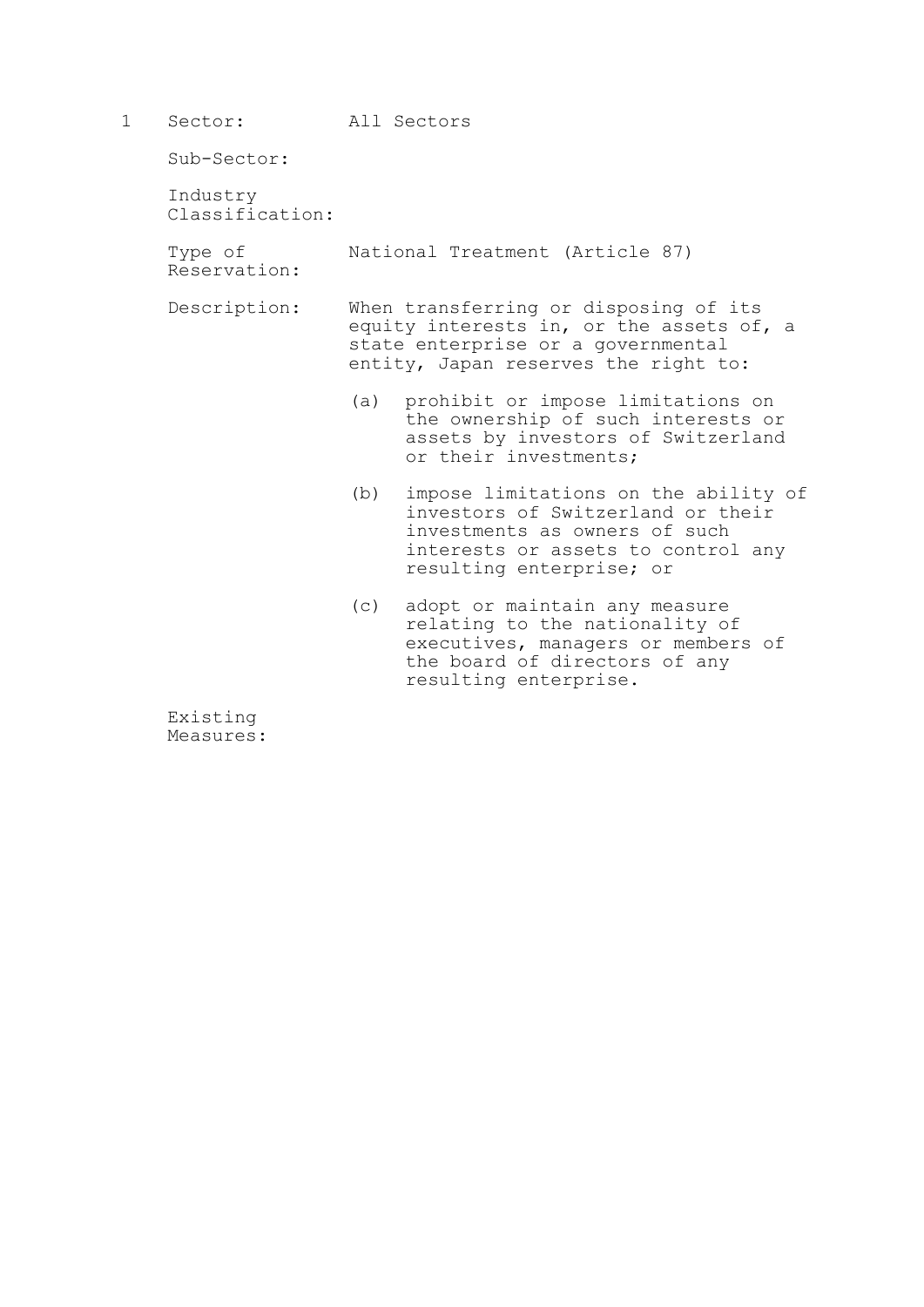1 Sector: All Sectors

Sub-Sector:

Industry Classification:

Type of Reservation: National Treatment (Article 87)

Description: When transferring or disposing of its equity interests in, or the assets of, a state enterprise or a governmental entity, Japan reserves the right to:

(a) prohibit or impose limitations on the ownership of such interests or assets by investors of Switzerland or their investments;

(b) impose limitations on the ability of investors of Switzerland or their investments as owners of such interests or assets to control any resulting enterprise; or

(c) adopt or maintain any measure relating to the nationality of executives, managers or members of the board of directors of any resulting enterprise.

Existing Measures: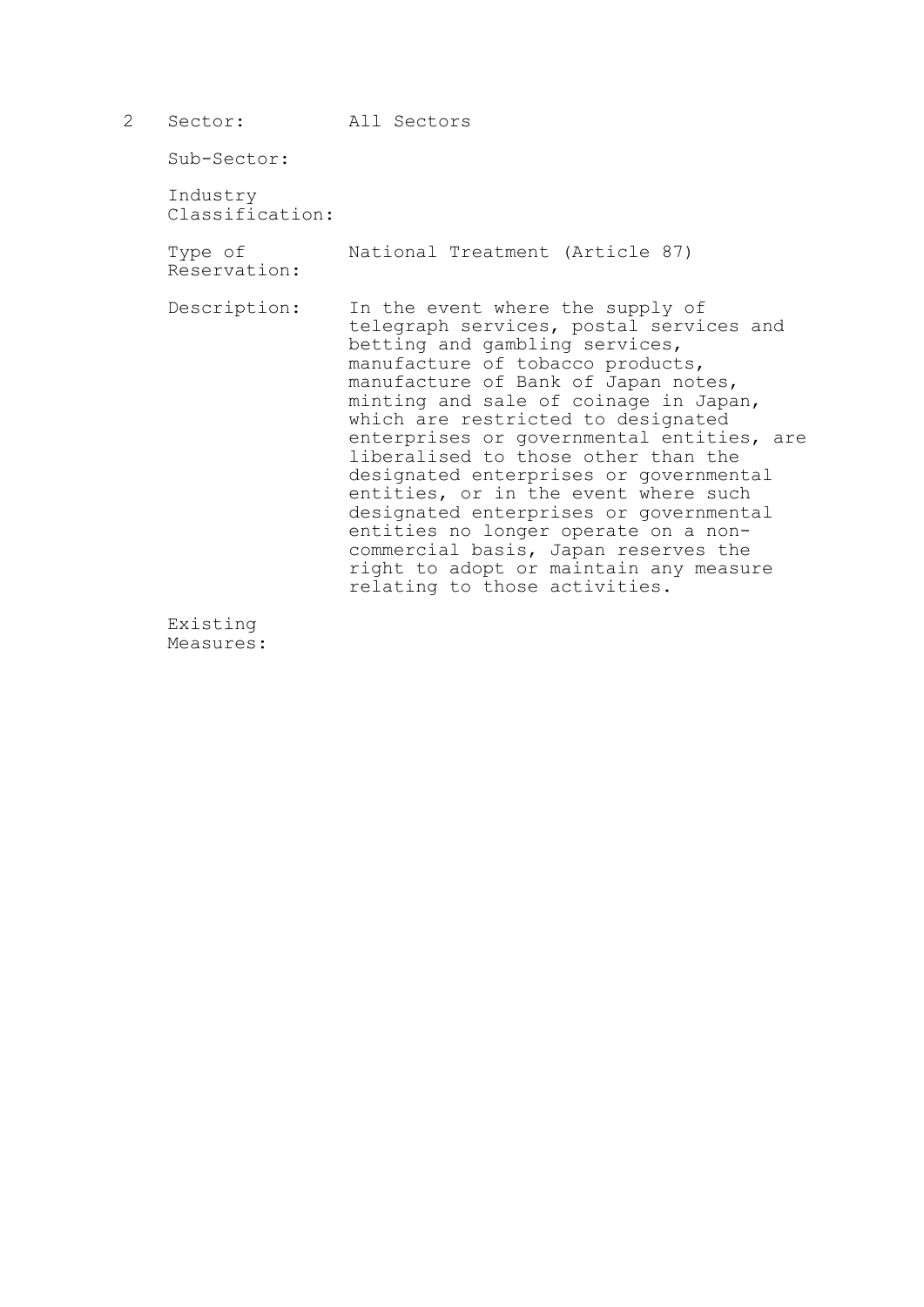2 Sector: All Sectors

Sub-Sector:

Industry Classification:

Type of Reservation: National Treatment (Article 87)

Description: In the event where the supply of telegraph services, postal services and betting and gambling services, manufacture of tobacco products, manufacture of Bank of Japan notes, minting and sale of coinage in Japan, which are restricted to designated enterprises or governmental entities, are liberalised to those other than the designated enterprises or governmental entities, or in the event where such designated enterprises or governmental entities no longer operate on a non-commercial basis, Japan reserves the right to adopt or maintain any measure relating to those activities.

Existing Measures: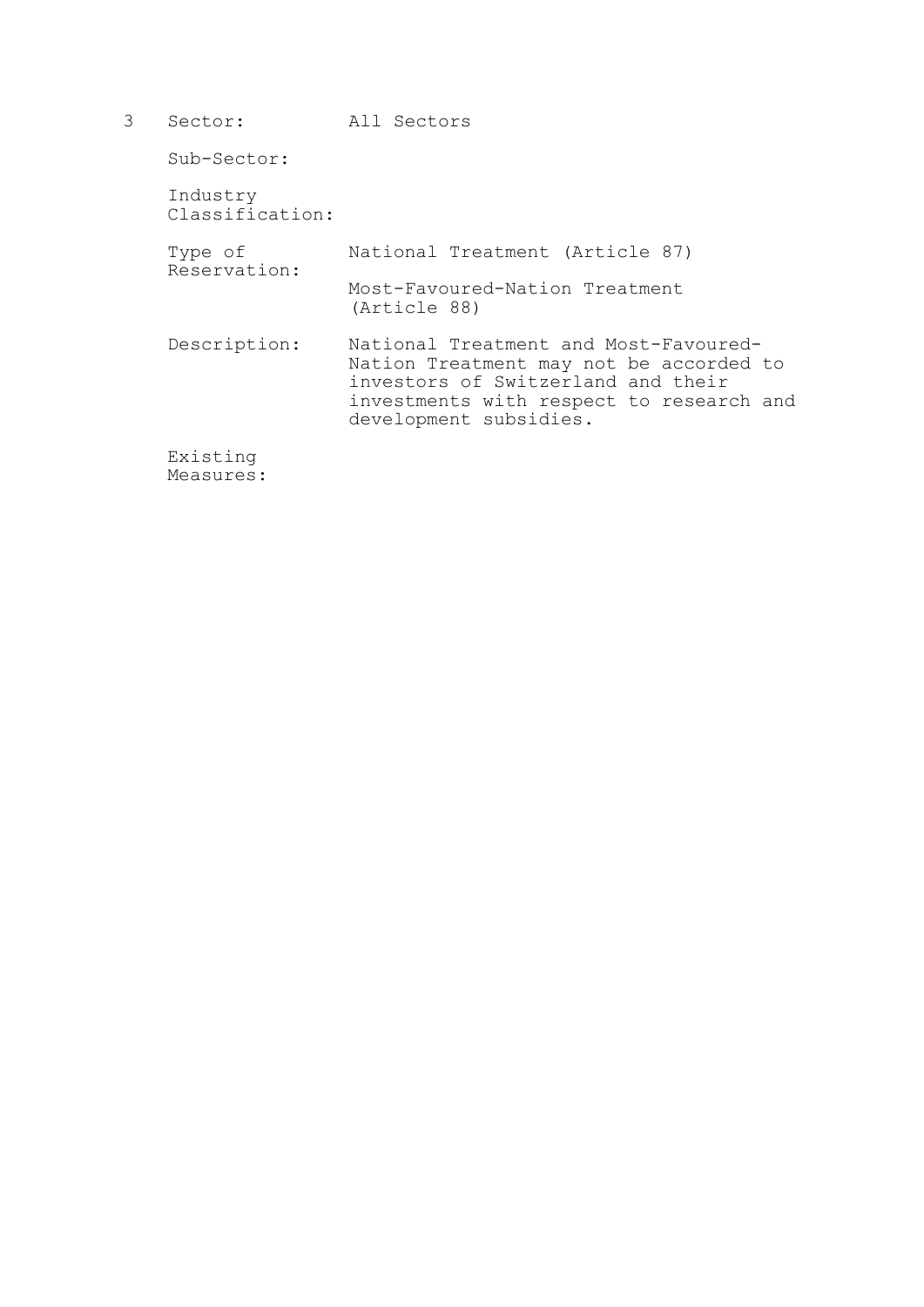3 Sector: All Sectors

Sub-Sector:

Industry Classification:

Type of Reservation: National Treatment (Article 87)

Most-Favoured-Nation Treatment (Article 88)

Description: National Treatment and Most-Favoured-Nation Treatment may not be accorded to investors of Switzerland and their investments with respect to research and development subsidies.

Existing Measures: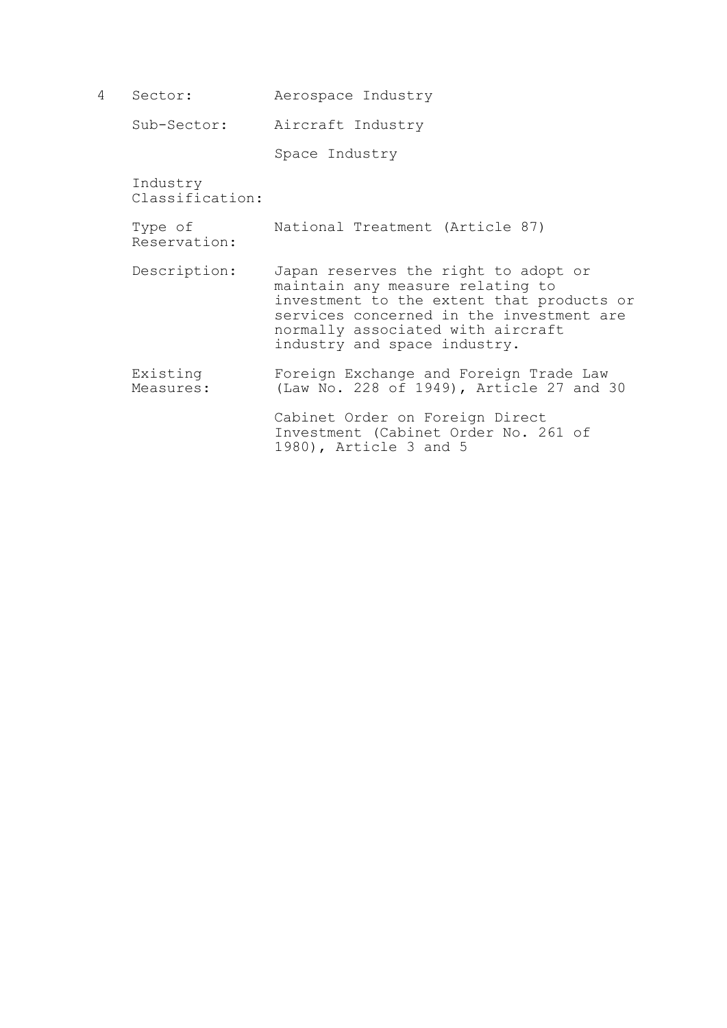4 Sector: Aerospace Industry

Sub-Sector: Aircraft Industry

Space Industry

Industry Classification:

Type of Reservation: National Treatment (Article 87)

Description: Japan reserves the right to adopt or maintain any measure relating to investment to the extent that products or services concerned in the investment are normally associated with aircraft industry and space industry.

Existing Measures: Foreign Exchange and Foreign Trade Law (Law No. 228 of 1949), Article 27 and 30

Cabinet Order on Foreign Direct Investment (Cabinet Order No. 261 of 1980), Article 3 and 5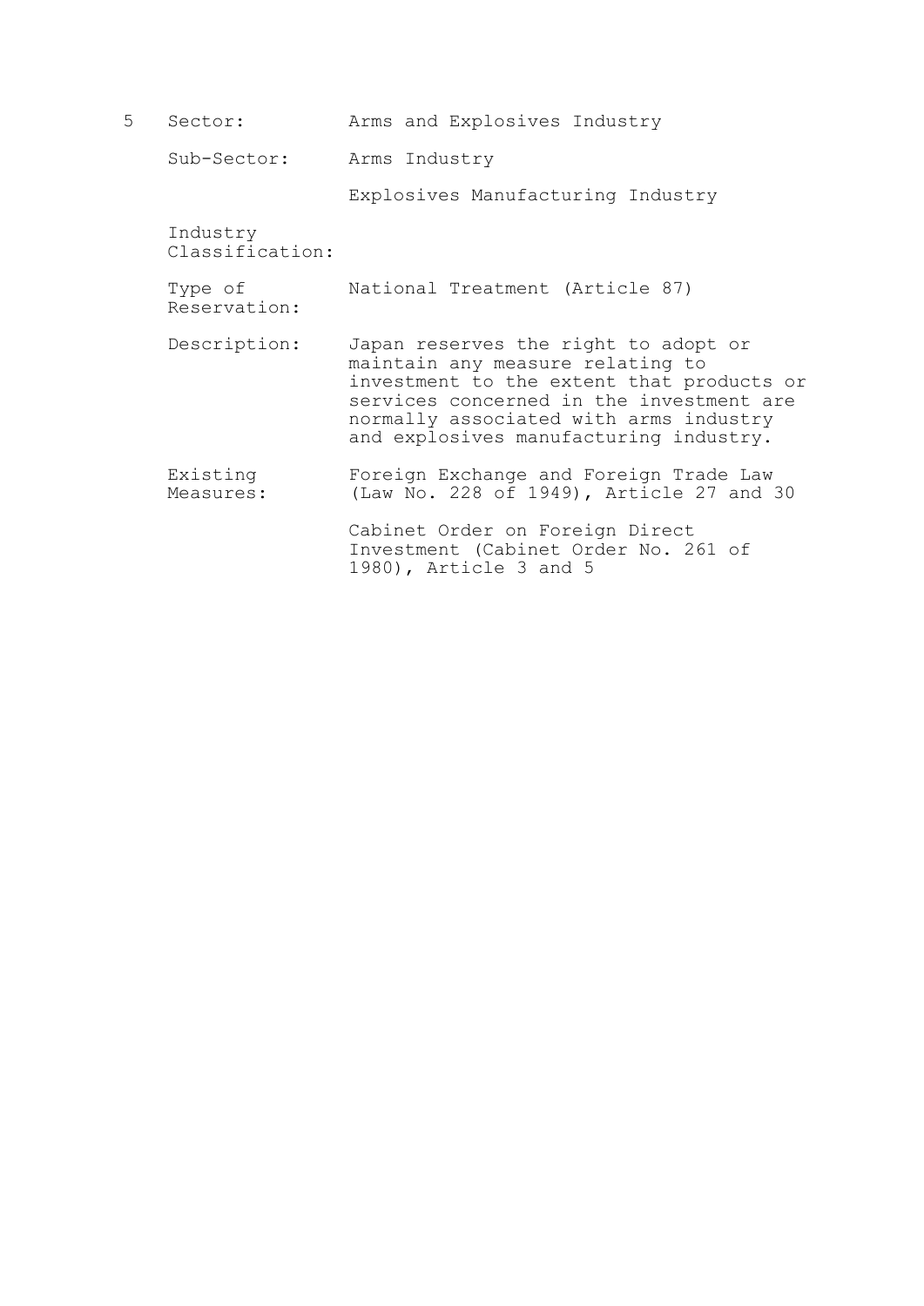5

| | |
|---|---|
| Sector: | Arms and Explosives Industry |
| Sub-Sector: | Arms Industry<br><br>Explosives Manufacturing Industry |
| Industry Classification: | |
| Type of Reservation: | National Treatment (Article 87) |
| Description: | Japan reserves the right to adopt or maintain any measure relating to investment to the extent that products or services concerned in the investment are normally associated with arms industry and explosives manufacturing industry. |
| Existing Measures: | Foreign Exchange and Foreign Trade Law (Law No. 228 of 1949), Article 27 and 30<br><br>Cabinet Order on Foreign Direct Investment (Cabinet Order No. 261 of 1980), Article 3 and 5 |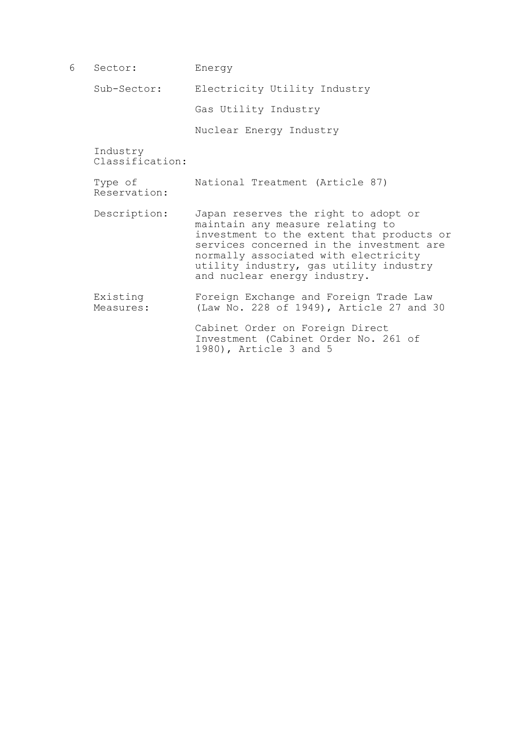6 Sector: Energy

Sub-Sector: Electricity Utility Industry

Gas Utility Industry

Nuclear Energy Industry

Industry Classification:

Type of Reservation: National Treatment (Article 87)

Description: Japan reserves the right to adopt or maintain any measure relating to investment to the extent that products or services concerned in the investment are normally associated with electricity utility industry, gas utility industry and nuclear energy industry.

Existing Measures: Foreign Exchange and Foreign Trade Law (Law No. 228 of 1949), Article 27 and 30

Cabinet Order on Foreign Direct Investment (Cabinet Order No. 261 of 1980), Article 3 and 5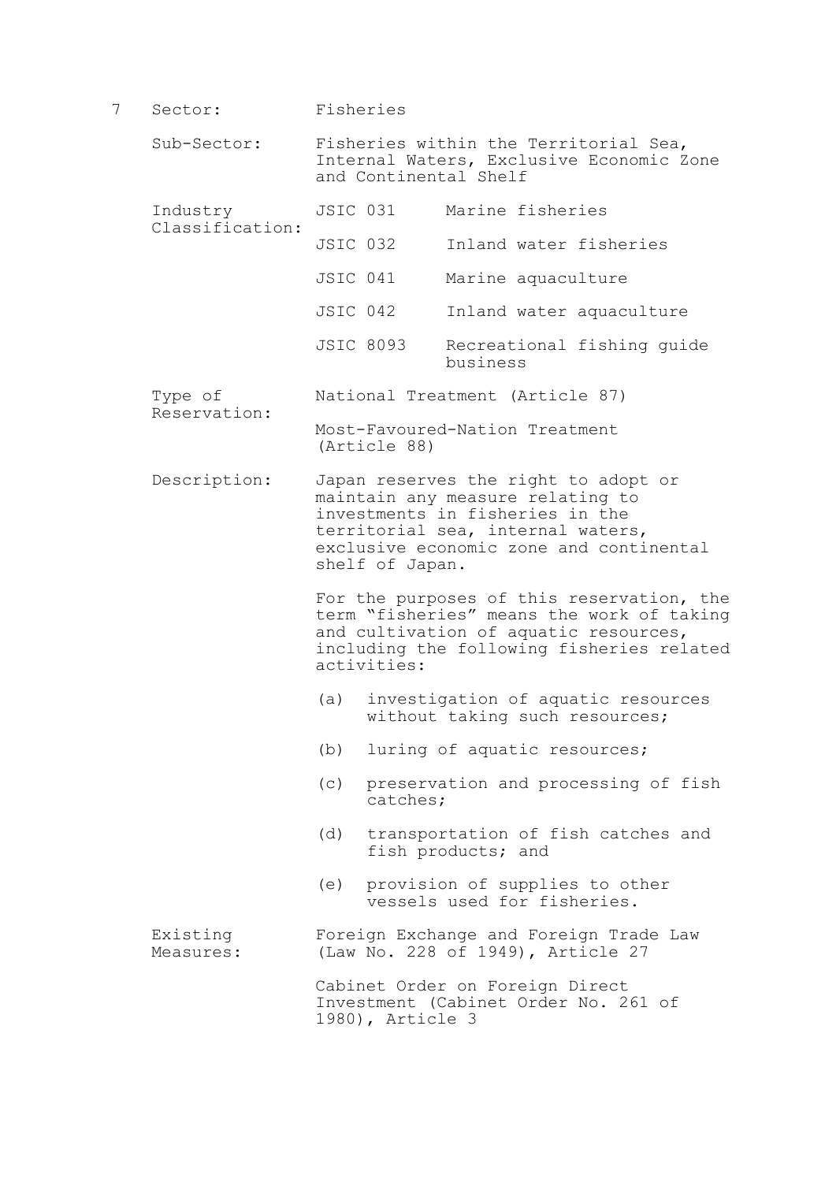7 **Sector:** Fisheries

**Sub-Sector:** Fisheries within the Territorial Sea, Internal Waters, Exclusive Economic Zone and Continental Shelf

**Industry Classification:**

| | |
|---|---|
| JSIC 031 | Marine fisheries |
| JSIC 032 | Inland water fisheries |
| JSIC 041 | Marine aquaculture |
| JSIC 042 | Inland water aquaculture |
| JSIC 8093 | Recreational fishing guide business |

**Type of Reservation:**

National Treatment (Article 87)

Most-Favoured-Nation Treatment (Article 88)

**Description:**

Japan reserves the right to adopt or maintain any measure relating to investments in fisheries in the territorial sea, internal waters, exclusive economic zone and continental shelf of Japan.

For the purposes of this reservation, the term "fisheries" means the work of taking and cultivation of aquatic resources, including the following fisheries related activities:

(a) investigation of aquatic resources without taking such resources;

(b) luring of aquatic resources;

(c) preservation and processing of fish catches;

(d) transportation of fish catches and fish products; and

(e) provision of supplies to other vessels used for fisheries.

**Existing Measures:**

Foreign Exchange and Foreign Trade Law (Law No. 228 of 1949), Article 27

Cabinet Order on Foreign Direct Investment (Cabinet Order No. 261 of 1980), Article 3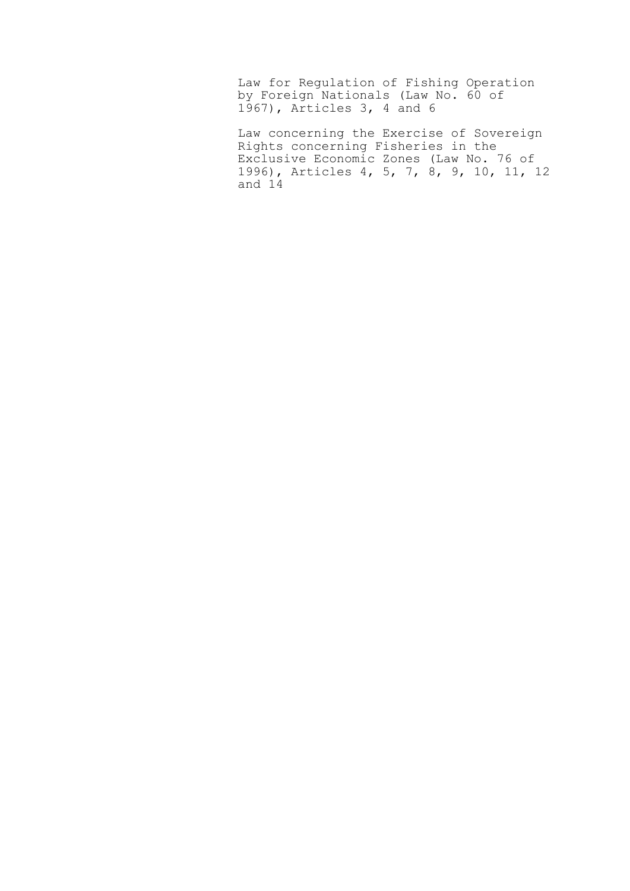Law for Regulation of Fishing Operation by Foreign Nationals (Law No. 60 of 1967), Articles 3, 4 and 6

Law concerning the Exercise of Sovereign Rights concerning Fisheries in the Exclusive Economic Zones (Law No. 76 of 1996), Articles 4, 5, 7, 8, 9, 10, 11, 12 and 14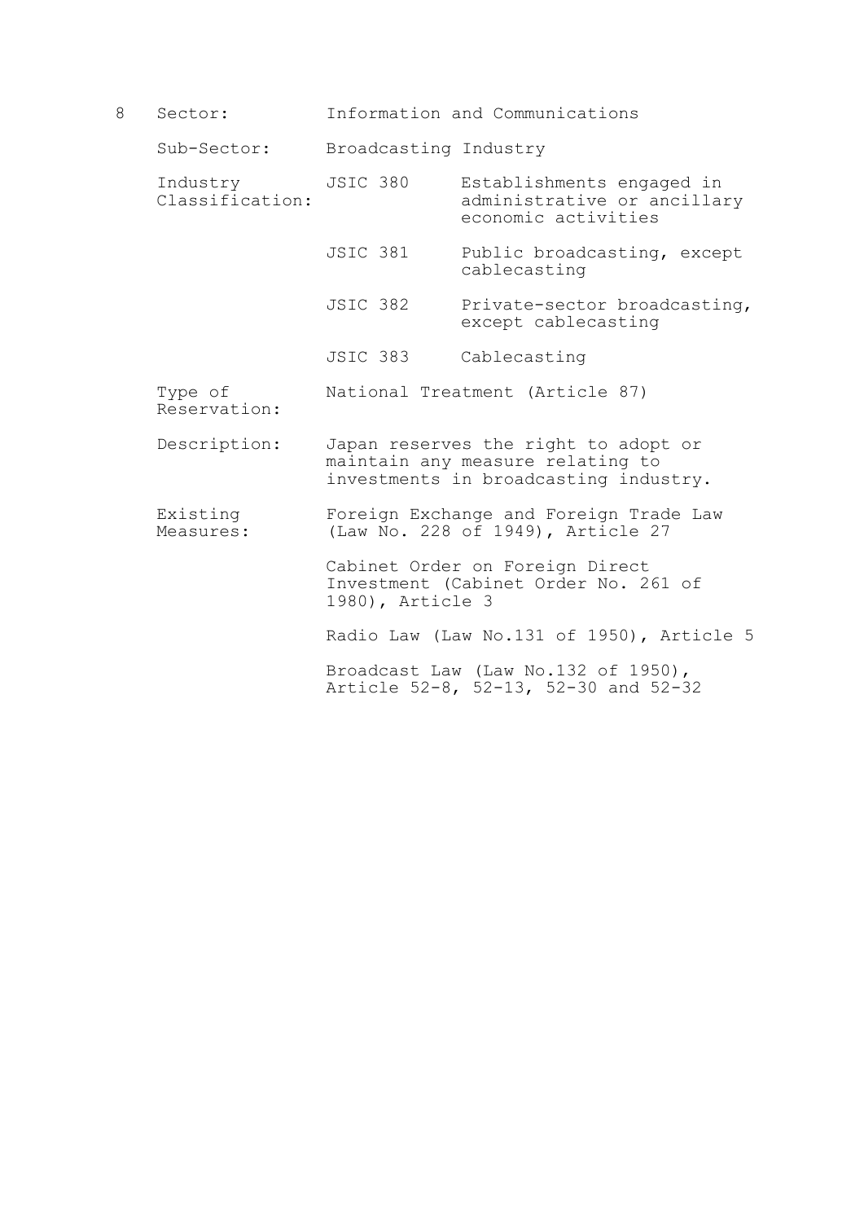8

| | | |
|---|---|---|
| Sector: | Information and Communications | |
| Sub-Sector: | Broadcasting Industry | |
| Industry Classification: | JSIC 380 | Establishments engaged in administrative or ancillary economic activities |
| | JSIC 381 | Public broadcasting, except cablecasting |
| | JSIC 382 | Private-sector broadcasting, except cablecasting |
| | JSIC 383 | Cablecasting |
| Type of Reservation: | National Treatment (Article 87) | |
| Description: | Japan reserves the right to adopt or maintain any measure relating to investments in broadcasting industry. | |
| Existing Measures: | Foreign Exchange and Foreign Trade Law (Law No. 228 of 1949), Article 27 | |
| | Cabinet Order on Foreign Direct Investment (Cabinet Order No. 261 of 1980), Article 3 | |
| | Radio Law (Law No.131 of 1950), Article 5 | |
| | Broadcast Law (Law No.132 of 1950), Article 52-8, 52-13, 52-30 and 52-32 | |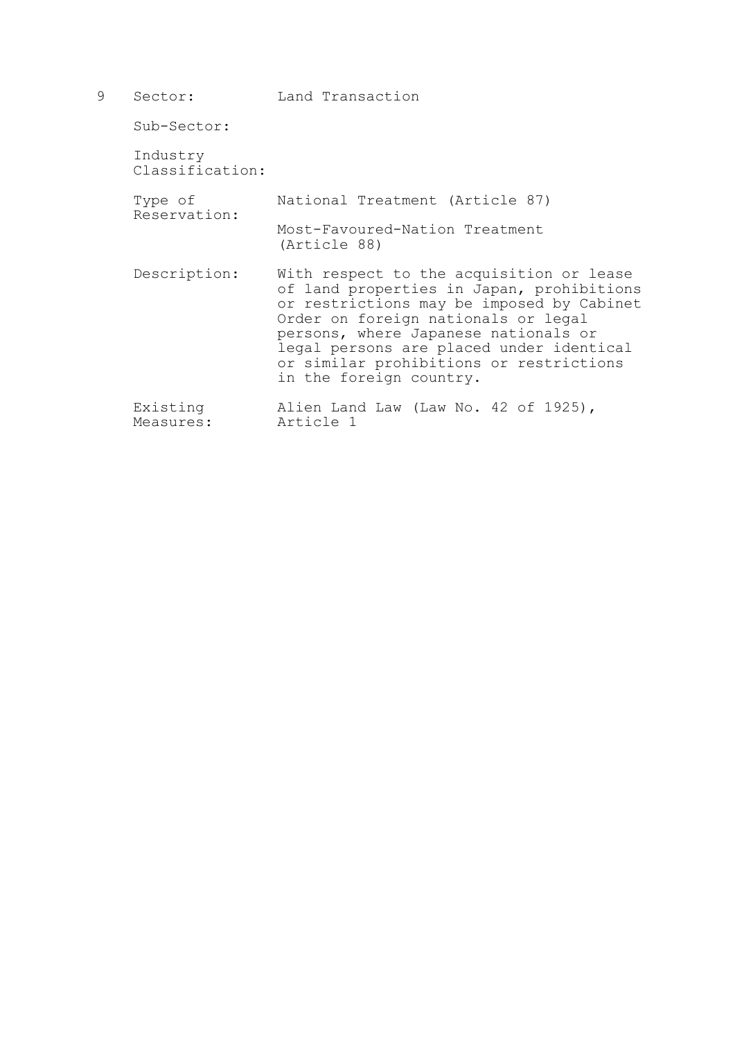9 Sector: Land Transaction

Sub-Sector:

Industry Classification:

Type of Reservation: National Treatment (Article 87)

Most-Favoured-Nation Treatment (Article 88)

Description: With respect to the acquisition or lease of land properties in Japan, prohibitions or restrictions may be imposed by Cabinet Order on foreign nationals or legal persons, where Japanese nationals or legal persons are placed under identical or similar prohibitions or restrictions in the foreign country.

Existing Measures: Alien Land Law (Law No. 42 of 1925), Article 1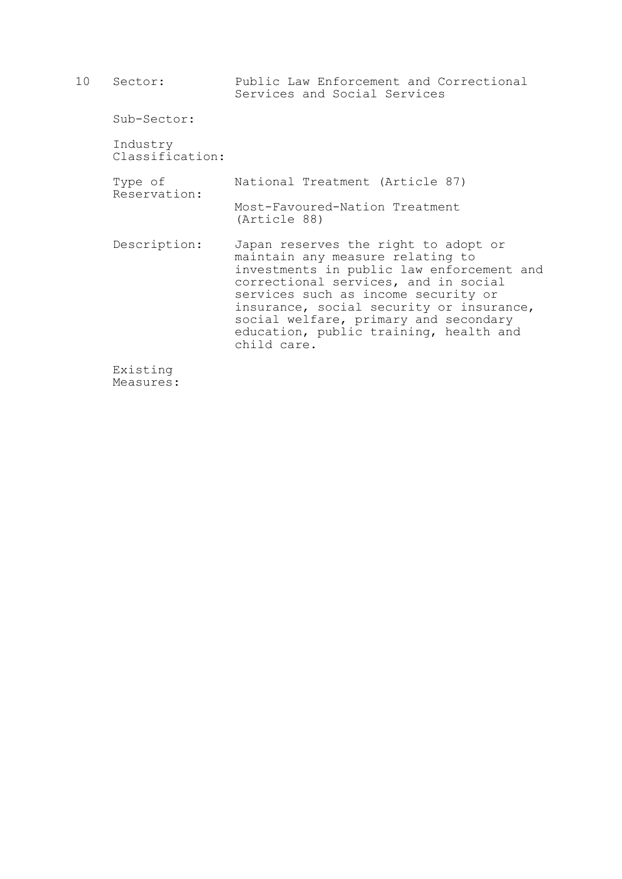10 Sector: Public Law Enforcement and Correctional Services and Social Services

Sub-Sector:

Industry Classification:

Type of Reservation: National Treatment (Article 87)

Most-Favoured-Nation Treatment (Article 88)

Description: Japan reserves the right to adopt or maintain any measure relating to investments in public law enforcement and correctional services, and in social services such as income security or insurance, social security or insurance, social welfare, primary and secondary education, public training, health and child care.

Existing Measures: